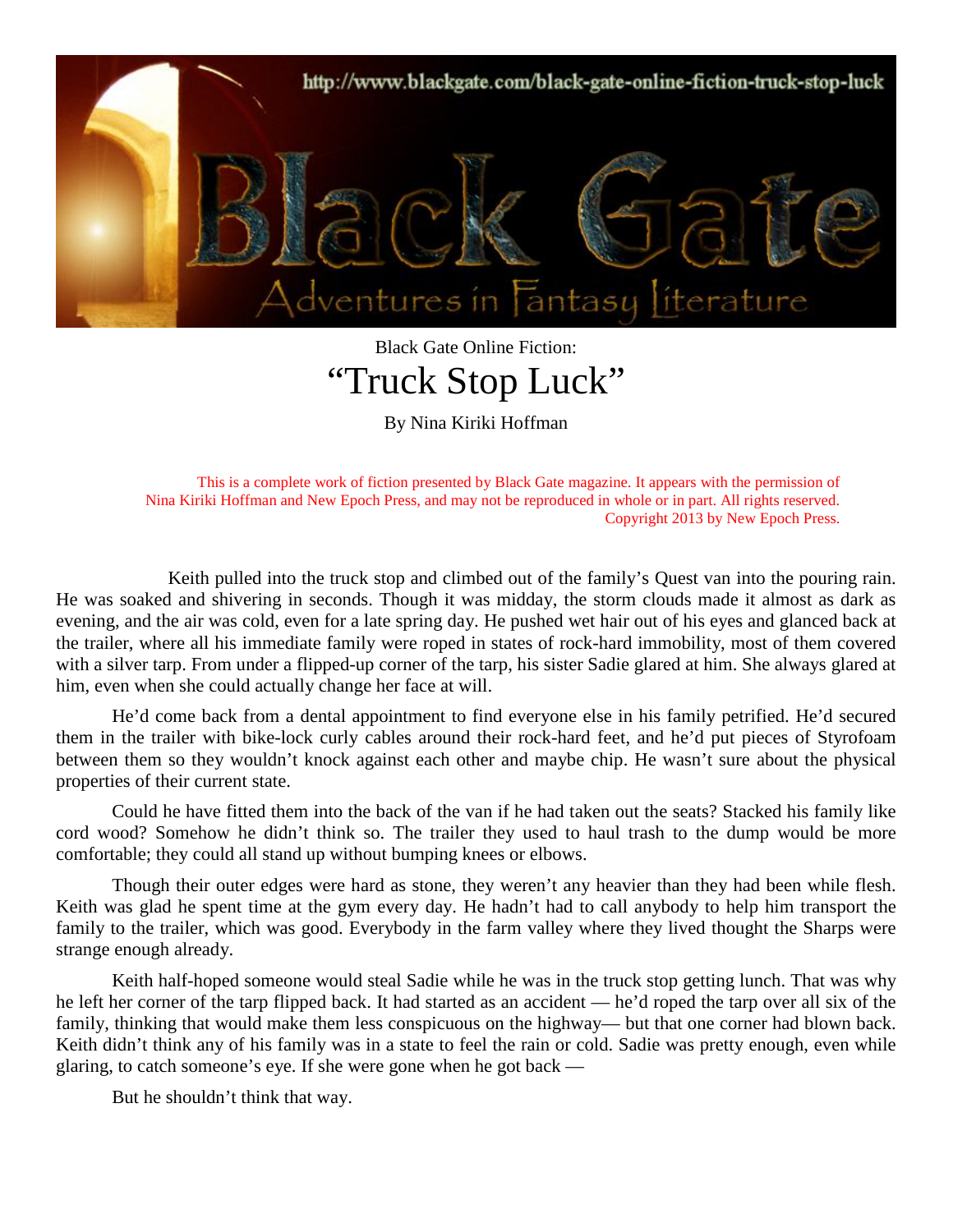http://www.blackgate.com/black-gate-online-fiction-truck-stop-luck

Black Gate

Adventures in Fantasy Literature

Black Gate Online Fiction:

# "Truck Stop Luck"

By Nina Kiriki Hoffman

This is a complete work of fiction presented by Black Gate magazine. It appears with the permission of Nina Kiriki Hoffman and New Epoch Press, and may not be reproduced in whole or in part. All rights reserved. Copyright 2013 by New Epoch Press.

Keith pulled into the truck stop and climbed out of the family's Quest van into the pouring rain. He was soaked and shivering in seconds. Though it was midday, the storm clouds made it almost as dark as evening, and the air was cold, even for a late spring day. He pushed wet hair out of his eyes and glanced back at the trailer, where all his immediate family were roped in states of rock-hard immobility, most of them covered with a silver tarp. From under a flipped-up corner of the tarp, his sister Sadie glared at him. She always glared at him, even when she could actually change her face at will.

He'd come back from a dental appointment to find everyone else in his family petrified. He'd secured them in the trailer with bike-lock curly cables around their rock-hard feet, and he'd put pieces of Styrofoam between them so they wouldn't knock against each other and maybe chip. He wasn't sure about the physical properties of their current state.

Could he have fitted them into the back of the van if he had taken out the seats? Stacked his family like cord wood? Somehow he didn't think so. The trailer they used to haul trash to the dump would be more comfortable; they could all stand up without bumping knees or elbows.

Though their outer edges were hard as stone, they weren't any heavier than they had been while flesh. Keith was glad he spent time at the gym every day. He hadn't had to call anybody to help him transport the family to the trailer, which was good. Everybody in the farm valley where they lived thought the Sharps were strange enough already.

Keith half-hoped someone would steal Sadie while he was in the truck stop getting lunch. That was why he left her corner of the tarp flipped back. It had started as an accident — he'd roped the tarp over all six of the family, thinking that would make them less conspicuous on the highway— but that one corner had blown back. Keith didn't think any of his family was in a state to feel the rain or cold. Sadie was pretty enough, even while glaring, to catch someone's eye. If she were gone when he got back —

But he shouldn't think that way.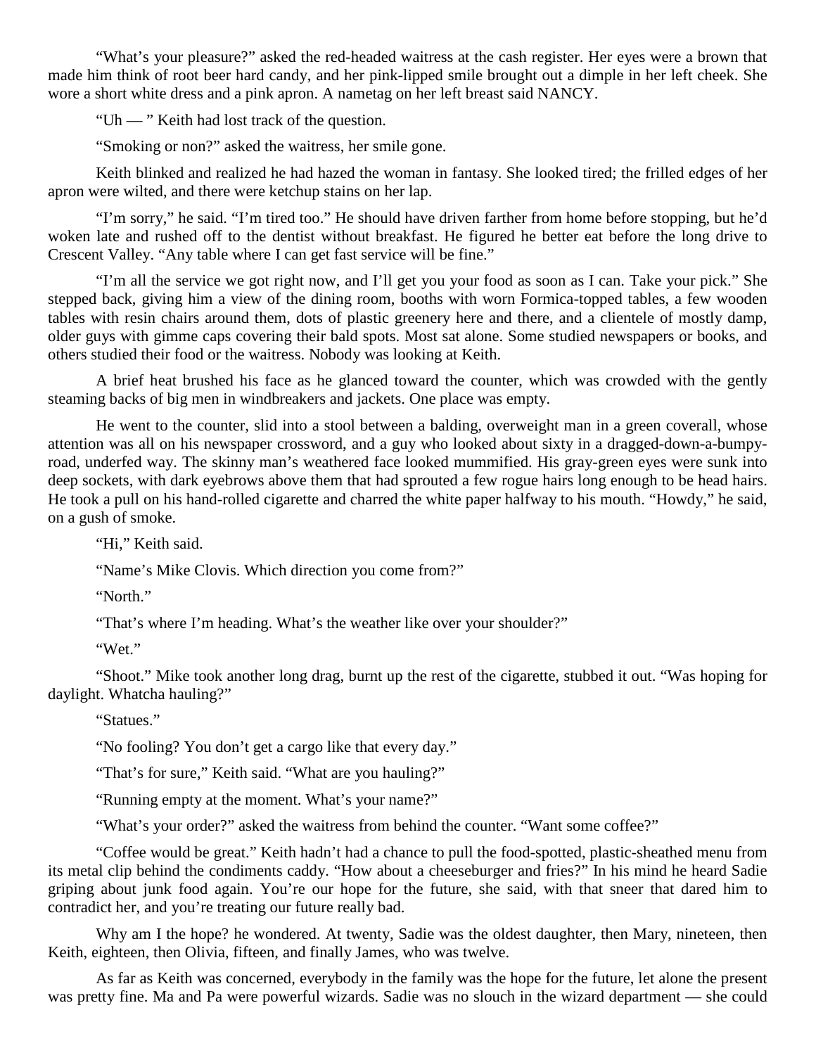"What's your pleasure?" asked the red-headed waitress at the cash register. Her eyes were a brown that made him think of root beer hard candy, and her pink-lipped smile brought out a dimple in her left cheek. She wore a short white dress and a pink apron. A nametag on her left breast said NANCY.

"Uh — " Keith had lost track of the question.

"Smoking or non?" asked the waitress, her smile gone.

Keith blinked and realized he had hazed the woman in fantasy. She looked tired; the frilled edges of her apron were wilted, and there were ketchup stains on her lap.

"I'm sorry," he said. "I'm tired too." He should have driven farther from home before stopping, but he'd woken late and rushed off to the dentist without breakfast. He figured he better eat before the long drive to Crescent Valley. "Any table where I can get fast service will be fine."

"I'm all the service we got right now, and I'll get you your food as soon as I can. Take your pick." She stepped back, giving him a view of the dining room, booths with worn Formica-topped tables, a few wooden tables with resin chairs around them, dots of plastic greenery here and there, and a clientele of mostly damp, older guys with gimme caps covering their bald spots. Most sat alone. Some studied newspapers or books, and others studied their food or the waitress. Nobody was looking at Keith.

A brief heat brushed his face as he glanced toward the counter, which was crowded with the gently steaming backs of big men in windbreakers and jackets. One place was empty.

He went to the counter, slid into a stool between a balding, overweight man in a green coverall, whose attention was all on his newspaper crossword, and a guy who looked about sixty in a dragged-down-a-bumpy-road, underfed way. The skinny man's weathered face looked mummified. His gray-green eyes were sunk into deep sockets, with dark eyebrows above them that had sprouted a few rogue hairs long enough to be head hairs. He took a pull on his hand-rolled cigarette and charred the white paper halfway to his mouth. "Howdy," he said, on a gush of smoke.

"Hi," Keith said.

"Name's Mike Clovis. Which direction you come from?"

"North."

"That's where I'm heading. What's the weather like over your shoulder?"

"Wet."

"Shoot." Mike took another long drag, burnt up the rest of the cigarette, stubbed it out. "Was hoping for daylight. Whatcha hauling?"

"Statues."

"No fooling? You don't get a cargo like that every day."

"That's for sure," Keith said. "What are you hauling?"

"Running empty at the moment. What's your name?"

"What's your order?" asked the waitress from behind the counter. "Want some coffee?"

"Coffee would be great." Keith hadn't had a chance to pull the food-spotted, plastic-sheathed menu from its metal clip behind the condiments caddy. "How about a cheeseburger and fries?" In his mind he heard Sadie griping about junk food again. You're our hope for the future, she said, with that sneer that dared him to contradict her, and you're treating our future really bad.

Why am I the hope? he wondered. At twenty, Sadie was the oldest daughter, then Mary, nineteen, then Keith, eighteen, then Olivia, fifteen, and finally James, who was twelve.

As far as Keith was concerned, everybody in the family was the hope for the future, let alone the present was pretty fine. Ma and Pa were powerful wizards. Sadie was no slouch in the wizard department — she could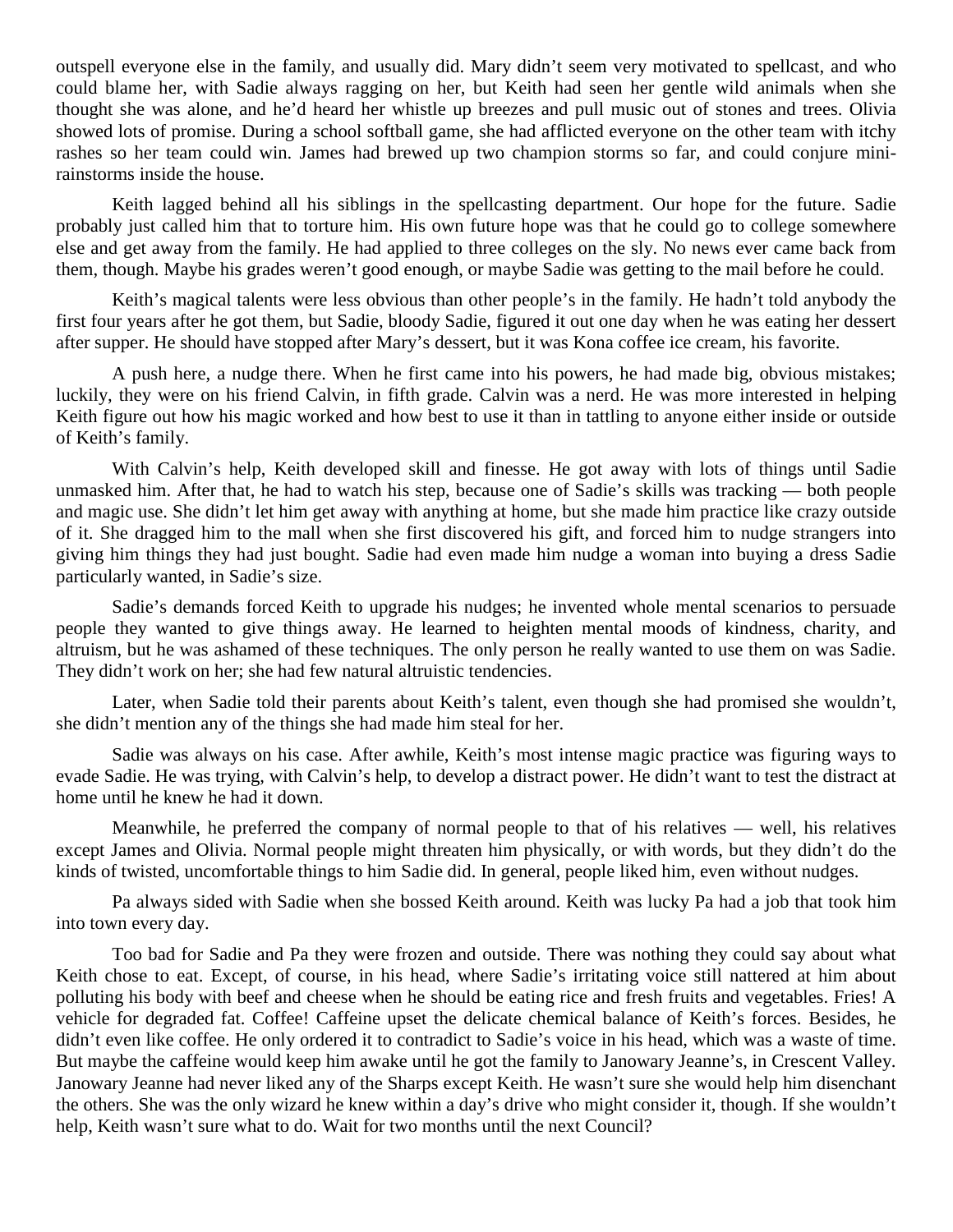outspell everyone else in the family, and usually did. Mary didn't seem very motivated to spellcast, and who could blame her, with Sadie always ragging on her, but Keith had seen her gentle wild animals when she thought she was alone, and he'd heard her whistle up breezes and pull music out of stones and trees. Olivia showed lots of promise. During a school softball game, she had afflicted everyone on the other team with itchy rashes so her team could win. James had brewed up two champion storms so far, and could conjure mini-rainstorms inside the house.

Keith lagged behind all his siblings in the spellcasting department. Our hope for the future. Sadie probably just called him that to torture him. His own future hope was that he could go to college somewhere else and get away from the family. He had applied to three colleges on the sly. No news ever came back from them, though. Maybe his grades weren't good enough, or maybe Sadie was getting to the mail before he could.

Keith's magical talents were less obvious than other people's in the family. He hadn't told anybody the first four years after he got them, but Sadie, bloody Sadie, figured it out one day when he was eating her dessert after supper. He should have stopped after Mary's dessert, but it was Kona coffee ice cream, his favorite.

A push here, a nudge there. When he first came into his powers, he had made big, obvious mistakes; luckily, they were on his friend Calvin, in fifth grade. Calvin was a nerd. He was more interested in helping Keith figure out how his magic worked and how best to use it than in tattling to anyone either inside or outside of Keith's family.

With Calvin's help, Keith developed skill and finesse. He got away with lots of things until Sadie unmasked him. After that, he had to watch his step, because one of Sadie's skills was tracking — both people and magic use. She didn't let him get away with anything at home, but she made him practice like crazy outside of it. She dragged him to the mall when she first discovered his gift, and forced him to nudge strangers into giving him things they had just bought. Sadie had even made him nudge a woman into buying a dress Sadie particularly wanted, in Sadie's size.

Sadie's demands forced Keith to upgrade his nudges; he invented whole mental scenarios to persuade people they wanted to give things away. He learned to heighten mental moods of kindness, charity, and altruism, but he was ashamed of these techniques. The only person he really wanted to use them on was Sadie. They didn't work on her; she had few natural altruistic tendencies.

Later, when Sadie told their parents about Keith's talent, even though she had promised she wouldn't, she didn't mention any of the things she had made him steal for her.

Sadie was always on his case. After awhile, Keith's most intense magic practice was figuring ways to evade Sadie. He was trying, with Calvin's help, to develop a distract power. He didn't want to test the distract at home until he knew he had it down.

Meanwhile, he preferred the company of normal people to that of his relatives — well, his relatives except James and Olivia. Normal people might threaten him physically, or with words, but they didn't do the kinds of twisted, uncomfortable things to him Sadie did. In general, people liked him, even without nudges.

Pa always sided with Sadie when she bossed Keith around. Keith was lucky Pa had a job that took him into town every day.

Too bad for Sadie and Pa they were frozen and outside. There was nothing they could say about what Keith chose to eat. Except, of course, in his head, where Sadie's irritating voice still nattered at him about polluting his body with beef and cheese when he should be eating rice and fresh fruits and vegetables. Fries! A vehicle for degraded fat. Coffee! Caffeine upset the delicate chemical balance of Keith's forces. Besides, he didn't even like coffee. He only ordered it to contradict to Sadie's voice in his head, which was a waste of time. But maybe the caffeine would keep him awake until he got the family to Janowary Jeanne's, in Crescent Valley. Janowary Jeanne had never liked any of the Sharps except Keith. He wasn't sure she would help him disenchant the others. She was the only wizard he knew within a day's drive who might consider it, though. If she wouldn't help, Keith wasn't sure what to do. Wait for two months until the next Council?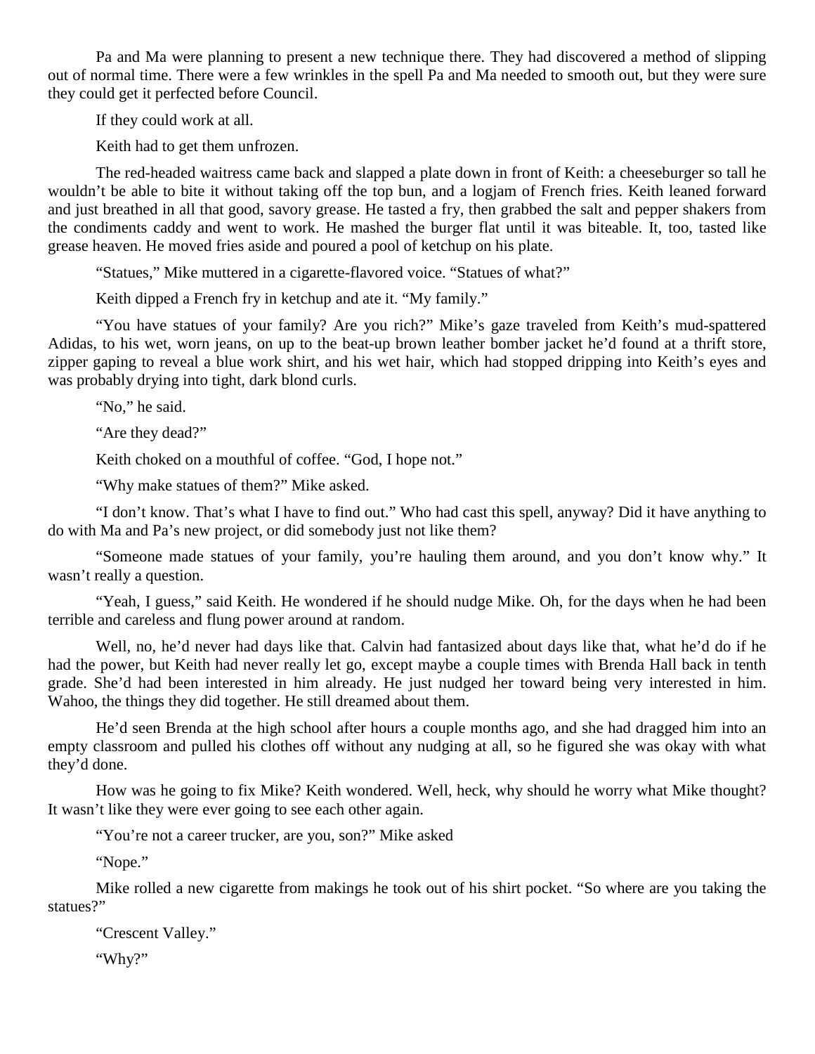Pa and Ma were planning to present a new technique there. They had discovered a method of slipping out of normal time. There were a few wrinkles in the spell Pa and Ma needed to smooth out, but they were sure they could get it perfected before Council.

If they could work at all.

Keith had to get them unfrozen.

The red-headed waitress came back and slapped a plate down in front of Keith: a cheeseburger so tall he wouldn't be able to bite it without taking off the top bun, and a logjam of French fries. Keith leaned forward and just breathed in all that good, savory grease. He tasted a fry, then grabbed the salt and pepper shakers from the condiments caddy and went to work. He mashed the burger flat until it was biteable. It, too, tasted like grease heaven. He moved fries aside and poured a pool of ketchup on his plate.

"Statues," Mike muttered in a cigarette-flavored voice. "Statues of what?"

Keith dipped a French fry in ketchup and ate it. "My family."

"You have statues of your family? Are you rich?" Mike's gaze traveled from Keith's mud-spattered Adidas, to his wet, worn jeans, on up to the beat-up brown leather bomber jacket he'd found at a thrift store, zipper gaping to reveal a blue work shirt, and his wet hair, which had stopped dripping into Keith's eyes and was probably drying into tight, dark blond curls.

"No," he said.

"Are they dead?"

Keith choked on a mouthful of coffee. "God, I hope not."

"Why make statues of them?" Mike asked.

"I don't know. That's what I have to find out." Who had cast this spell, anyway? Did it have anything to do with Ma and Pa's new project, or did somebody just not like them?

"Someone made statues of your family, you're hauling them around, and you don't know why." It wasn't really a question.

"Yeah, I guess," said Keith. He wondered if he should nudge Mike. Oh, for the days when he had been terrible and careless and flung power around at random.

Well, no, he'd never had days like that. Calvin had fantasized about days like that, what he'd do if he had the power, but Keith had never really let go, except maybe a couple times with Brenda Hall back in tenth grade. She'd had been interested in him already. He just nudged her toward being very interested in him. Wahoo, the things they did together. He still dreamed about them.

He'd seen Brenda at the high school after hours a couple months ago, and she had dragged him into an empty classroom and pulled his clothes off without any nudging at all, so he figured she was okay with what they'd done.

How was he going to fix Mike? Keith wondered. Well, heck, why should he worry what Mike thought? It wasn't like they were ever going to see each other again.

"You're not a career trucker, are you, son?" Mike asked

"Nope."

Mike rolled a new cigarette from makings he took out of his shirt pocket. "So where are you taking the statues?"

"Crescent Valley."

"Why?"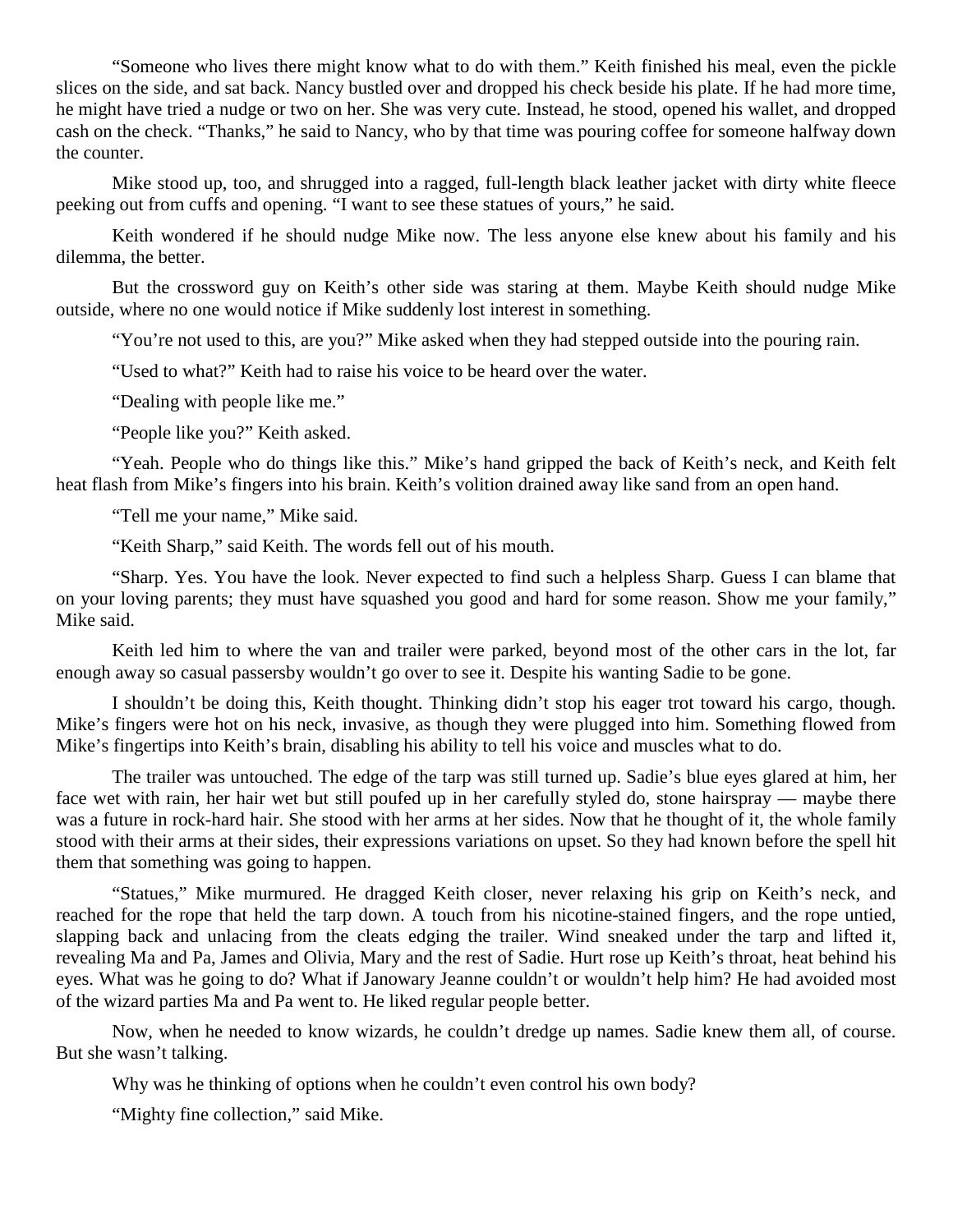"Someone who lives there might know what to do with them." Keith finished his meal, even the pickle slices on the side, and sat back. Nancy bustled over and dropped his check beside his plate. If he had more time, he might have tried a nudge or two on her. She was very cute. Instead, he stood, opened his wallet, and dropped cash on the check. "Thanks," he said to Nancy, who by that time was pouring coffee for someone halfway down the counter.

Mike stood up, too, and shrugged into a ragged, full-length black leather jacket with dirty white fleece peeking out from cuffs and opening. "I want to see these statues of yours," he said.

Keith wondered if he should nudge Mike now. The less anyone else knew about his family and his dilemma, the better.

But the crossword guy on Keith's other side was staring at them. Maybe Keith should nudge Mike outside, where no one would notice if Mike suddenly lost interest in something.

"You're not used to this, are you?" Mike asked when they had stepped outside into the pouring rain.

"Used to what?" Keith had to raise his voice to be heard over the water.

"Dealing with people like me."

"People like you?" Keith asked.

"Yeah. People who do things like this." Mike's hand gripped the back of Keith's neck, and Keith felt heat flash from Mike's fingers into his brain. Keith's volition drained away like sand from an open hand.

"Tell me your name," Mike said.

"Keith Sharp," said Keith. The words fell out of his mouth.

"Sharp. Yes. You have the look. Never expected to find such a helpless Sharp. Guess I can blame that on your loving parents; they must have squashed you good and hard for some reason. Show me your family," Mike said.

Keith led him to where the van and trailer were parked, beyond most of the other cars in the lot, far enough away so casual passersby wouldn't go over to see it. Despite his wanting Sadie to be gone.

I shouldn't be doing this, Keith thought. Thinking didn't stop his eager trot toward his cargo, though. Mike's fingers were hot on his neck, invasive, as though they were plugged into him. Something flowed from Mike's fingertips into Keith's brain, disabling his ability to tell his voice and muscles what to do.

The trailer was untouched. The edge of the tarp was still turned up. Sadie's blue eyes glared at him, her face wet with rain, her hair wet but still poufed up in her carefully styled do, stone hairspray — maybe there was a future in rock-hard hair. She stood with her arms at her sides. Now that he thought of it, the whole family stood with their arms at their sides, their expressions variations on upset. So they had known before the spell hit them that something was going to happen.

"Statues," Mike murmured. He dragged Keith closer, never relaxing his grip on Keith's neck, and reached for the rope that held the tarp down. A touch from his nicotine-stained fingers, and the rope untied, slapping back and unlacing from the cleats edging the trailer. Wind sneaked under the tarp and lifted it, revealing Ma and Pa, James and Olivia, Mary and the rest of Sadie. Hurt rose up Keith's throat, heat behind his eyes. What was he going to do? What if Janowary Jeanne couldn't or wouldn't help him? He had avoided most of the wizard parties Ma and Pa went to. He liked regular people better.

Now, when he needed to know wizards, he couldn't dredge up names. Sadie knew them all, of course. But she wasn't talking.

Why was he thinking of options when he couldn't even control his own body?

"Mighty fine collection," said Mike.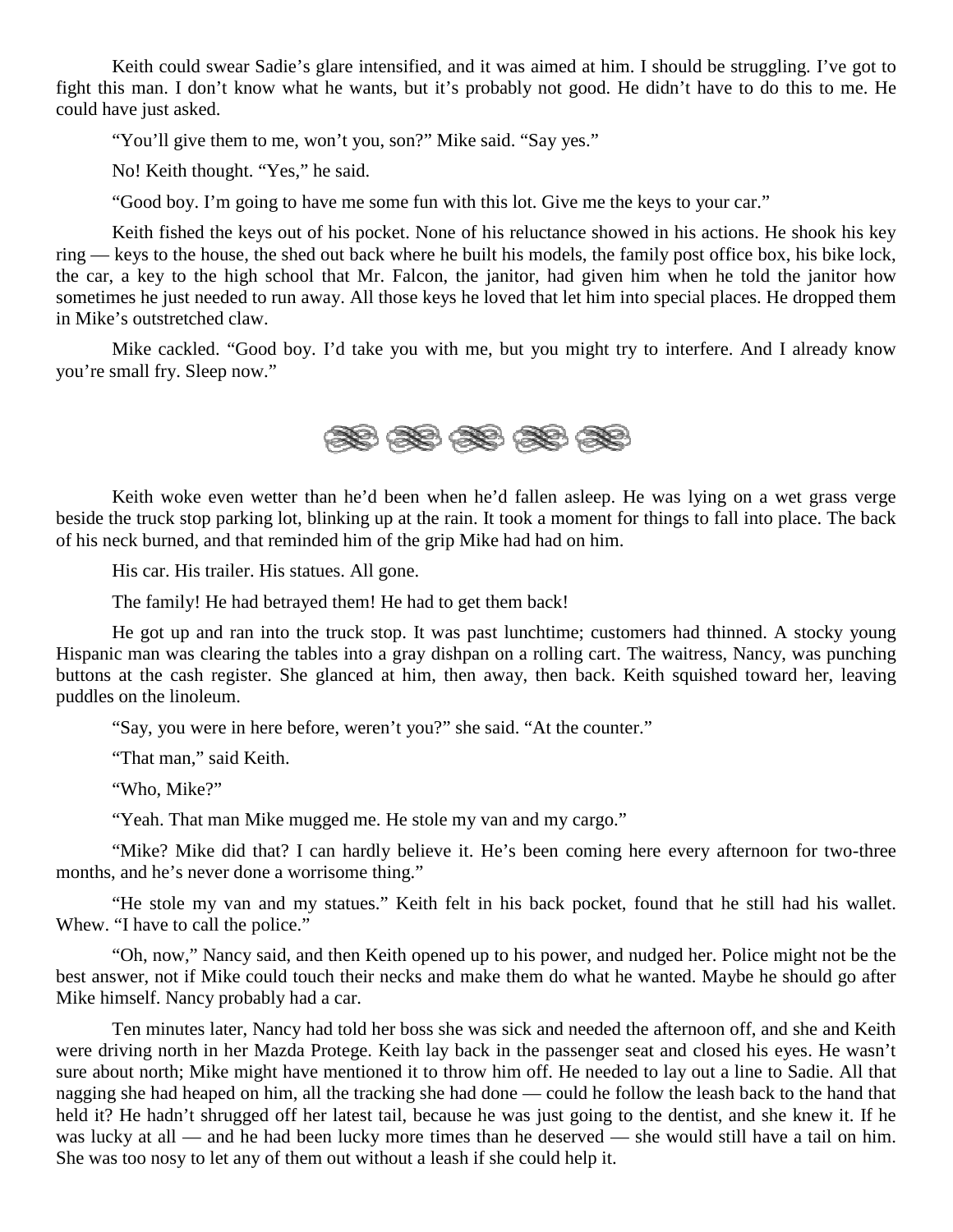Keith could swear Sadie's glare intensified, and it was aimed at him. I should be struggling. I've got to fight this man. I don't know what he wants, but it's probably not good. He didn't have to do this to me. He could have just asked.

"You'll give them to me, won't you, son?" Mike said. "Say yes."

No! Keith thought. "Yes," he said.

"Good boy. I'm going to have me some fun with this lot. Give me the keys to your car."

Keith fished the keys out of his pocket. None of his reluctance showed in his actions. He shook his key ring — keys to the house, the shed out back where he built his models, the family post office box, his bike lock, the car, a key to the high school that Mr. Falcon, the janitor, had given him when he told the janitor how sometimes he just needed to run away. All those keys he loved that let him into special places. He dropped them in Mike's outstretched claw.

Mike cackled. "Good boy. I'd take you with me, but you might try to interfere. And I already know you're small fry. Sleep now."

Keith woke even wetter than he'd been when he'd fallen asleep. He was lying on a wet grass verge beside the truck stop parking lot, blinking up at the rain. It took a moment for things to fall into place. The back of his neck burned, and that reminded him of the grip Mike had had on him.

His car. His trailer. His statues. All gone.

The family! He had betrayed them! He had to get them back!

He got up and ran into the truck stop. It was past lunchtime; customers had thinned. A stocky young Hispanic man was clearing the tables into a gray dishpan on a rolling cart. The waitress, Nancy, was punching buttons at the cash register. She glanced at him, then away, then back. Keith squished toward her, leaving puddles on the linoleum.

"Say, you were in here before, weren't you?" she said. "At the counter."

"That man," said Keith.

"Who, Mike?"

"Yeah. That man Mike mugged me. He stole my van and my cargo."

"Mike? Mike did that? I can hardly believe it. He's been coming here every afternoon for two-three months, and he's never done a worrisome thing."

"He stole my van and my statues." Keith felt in his back pocket, found that he still had his wallet. Whew. "I have to call the police."

"Oh, now," Nancy said, and then Keith opened up to his power, and nudged her. Police might not be the best answer, not if Mike could touch their necks and make them do what he wanted. Maybe he should go after Mike himself. Nancy probably had a car.

Ten minutes later, Nancy had told her boss she was sick and needed the afternoon off, and she and Keith were driving north in her Mazda Protege. Keith lay back in the passenger seat and closed his eyes. He wasn't sure about north; Mike might have mentioned it to throw him off. He needed to lay out a line to Sadie. All that nagging she had heaped on him, all the tracking she had done — could he follow the leash back to the hand that held it? He hadn't shrugged off her latest tail, because he was just going to the dentist, and she knew it. If he was lucky at all — and he had been lucky more times than he deserved — she would still have a tail on him. She was too nosy to let any of them out without a leash if she could help it.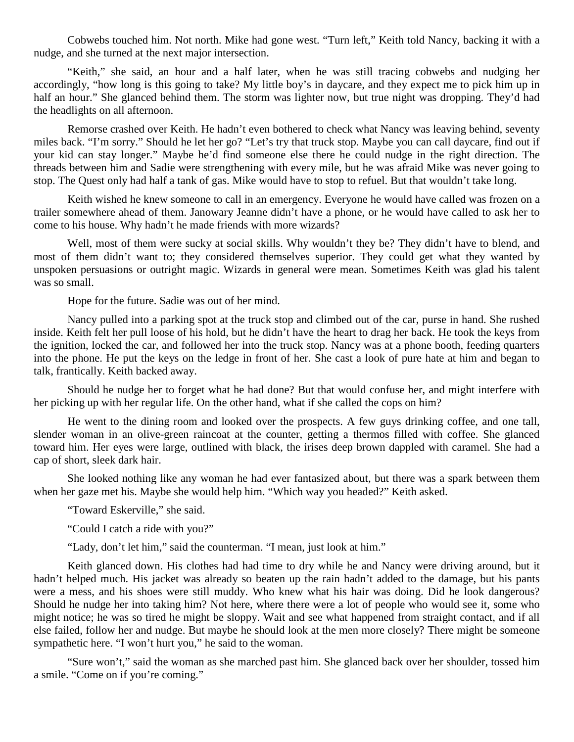Cobwebs touched him. Not north. Mike had gone west. "Turn left," Keith told Nancy, backing it with a nudge, and she turned at the next major intersection.

"Keith," she said, an hour and a half later, when he was still tracing cobwebs and nudging her accordingly, "how long is this going to take? My little boy's in daycare, and they expect me to pick him up in half an hour." She glanced behind them. The storm was lighter now, but true night was dropping. They'd had the headlights on all afternoon.

Remorse crashed over Keith. He hadn't even bothered to check what Nancy was leaving behind, seventy miles back. "I'm sorry." Should he let her go? "Let's try that truck stop. Maybe you can call daycare, find out if your kid can stay longer." Maybe he'd find someone else there he could nudge in the right direction. The threads between him and Sadie were strengthening with every mile, but he was afraid Mike was never going to stop. The Quest only had half a tank of gas. Mike would have to stop to refuel. But that wouldn't take long.

Keith wished he knew someone to call in an emergency. Everyone he would have called was frozen on a trailer somewhere ahead of them. Janowary Jeanne didn't have a phone, or he would have called to ask her to come to his house. Why hadn't he made friends with more wizards?

Well, most of them were sucky at social skills. Why wouldn't they be? They didn't have to blend, and most of them didn't want to; they considered themselves superior. They could get what they wanted by unspoken persuasions or outright magic. Wizards in general were mean. Sometimes Keith was glad his talent was so small.

Hope for the future. Sadie was out of her mind.

Nancy pulled into a parking spot at the truck stop and climbed out of the car, purse in hand. She rushed inside. Keith felt her pull loose of his hold, but he didn't have the heart to drag her back. He took the keys from the ignition, locked the car, and followed her into the truck stop. Nancy was at a phone booth, feeding quarters into the phone. He put the keys on the ledge in front of her. She cast a look of pure hate at him and began to talk, frantically. Keith backed away.

Should he nudge her to forget what he had done? But that would confuse her, and might interfere with her picking up with her regular life. On the other hand, what if she called the cops on him?

He went to the dining room and looked over the prospects. A few guys drinking coffee, and one tall, slender woman in an olive-green raincoat at the counter, getting a thermos filled with coffee. She glanced toward him. Her eyes were large, outlined with black, the irises deep brown dappled with caramel. She had a cap of short, sleek dark hair.

She looked nothing like any woman he had ever fantasized about, but there was a spark between them when her gaze met his. Maybe she would help him. "Which way you headed?" Keith asked.

"Toward Eskerville," she said.

"Could I catch a ride with you?"

"Lady, don't let him," said the counterman. "I mean, just look at him."

Keith glanced down. His clothes had had time to dry while he and Nancy were driving around, but it hadn't helped much. His jacket was already so beaten up the rain hadn't added to the damage, but his pants were a mess, and his shoes were still muddy. Who knew what his hair was doing. Did he look dangerous? Should he nudge her into taking him? Not here, where there were a lot of people who would see it, some who might notice; he was so tired he might be sloppy. Wait and see what happened from straight contact, and if all else failed, follow her and nudge. But maybe he should look at the men more closely? There might be someone sympathetic here. "I won't hurt you," he said to the woman.

"Sure won't," said the woman as she marched past him. She glanced back over her shoulder, tossed him a smile. "Come on if you're coming."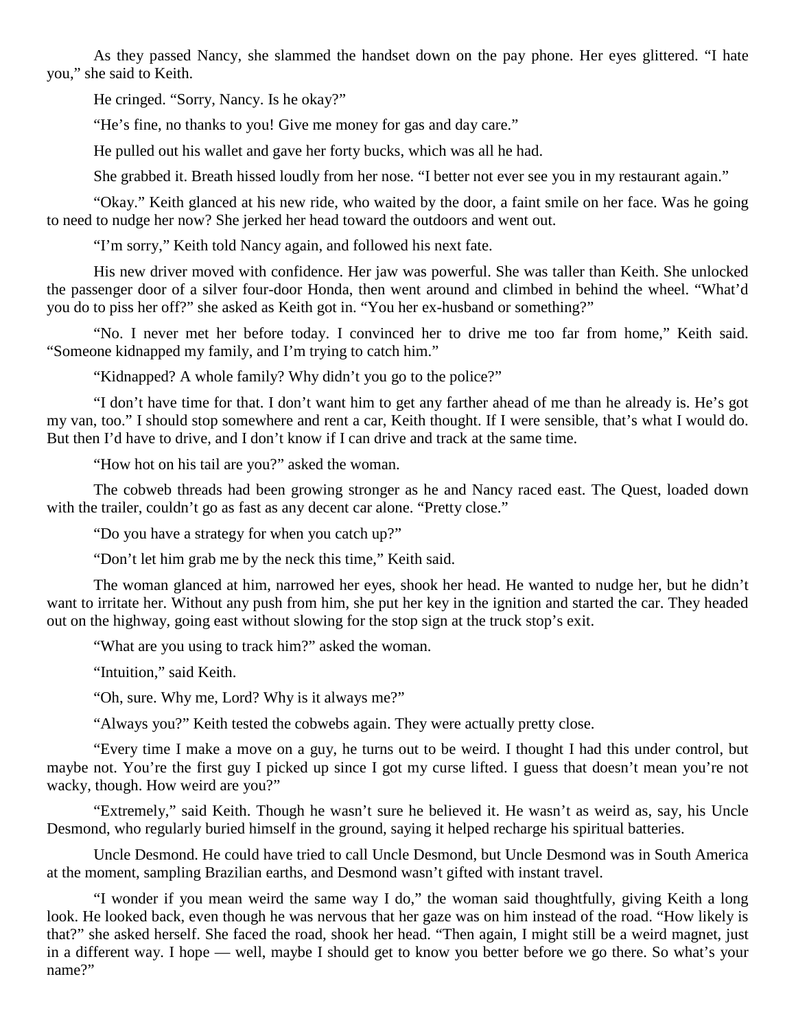As they passed Nancy, she slammed the handset down on the pay phone. Her eyes glittered. "I hate you," she said to Keith.

He cringed. "Sorry, Nancy. Is he okay?"

"He's fine, no thanks to you! Give me money for gas and day care."

He pulled out his wallet and gave her forty bucks, which was all he had.

She grabbed it. Breath hissed loudly from her nose. "I better not ever see you in my restaurant again."

"Okay." Keith glanced at his new ride, who waited by the door, a faint smile on her face. Was he going to need to nudge her now? She jerked her head toward the outdoors and went out.

"I'm sorry," Keith told Nancy again, and followed his next fate.

His new driver moved with confidence. Her jaw was powerful. She was taller than Keith. She unlocked the passenger door of a silver four-door Honda, then went around and climbed in behind the wheel. "What'd you do to piss her off?" she asked as Keith got in. "You her ex-husband or something?"

"No. I never met her before today. I convinced her to drive me too far from home," Keith said. "Someone kidnapped my family, and I'm trying to catch him."

"Kidnapped? A whole family? Why didn't you go to the police?"

"I don't have time for that. I don't want him to get any farther ahead of me than he already is. He's got my van, too." I should stop somewhere and rent a car, Keith thought. If I were sensible, that's what I would do. But then I'd have to drive, and I don't know if I can drive and track at the same time.

"How hot on his tail are you?" asked the woman.

The cobweb threads had been growing stronger as he and Nancy raced east. The Quest, loaded down with the trailer, couldn't go as fast as any decent car alone. "Pretty close."

"Do you have a strategy for when you catch up?"

"Don't let him grab me by the neck this time," Keith said.

The woman glanced at him, narrowed her eyes, shook her head. He wanted to nudge her, but he didn't want to irritate her. Without any push from him, she put her key in the ignition and started the car. They headed out on the highway, going east without slowing for the stop sign at the truck stop's exit.

"What are you using to track him?" asked the woman.

"Intuition," said Keith.

"Oh, sure. Why me, Lord? Why is it always me?"

"Always you?" Keith tested the cobwebs again. They were actually pretty close.

"Every time I make a move on a guy, he turns out to be weird. I thought I had this under control, but maybe not. You're the first guy I picked up since I got my curse lifted. I guess that doesn't mean you're not wacky, though. How weird are you?"

"Extremely," said Keith. Though he wasn't sure he believed it. He wasn't as weird as, say, his Uncle Desmond, who regularly buried himself in the ground, saying it helped recharge his spiritual batteries.

Uncle Desmond. He could have tried to call Uncle Desmond, but Uncle Desmond was in South America at the moment, sampling Brazilian earths, and Desmond wasn't gifted with instant travel.

"I wonder if you mean weird the same way I do," the woman said thoughtfully, giving Keith a long look. He looked back, even though he was nervous that her gaze was on him instead of the road. "How likely is that?" she asked herself. She faced the road, shook her head. "Then again, I might still be a weird magnet, just in a different way. I hope — well, maybe I should get to know you better before we go there. So what's your name?"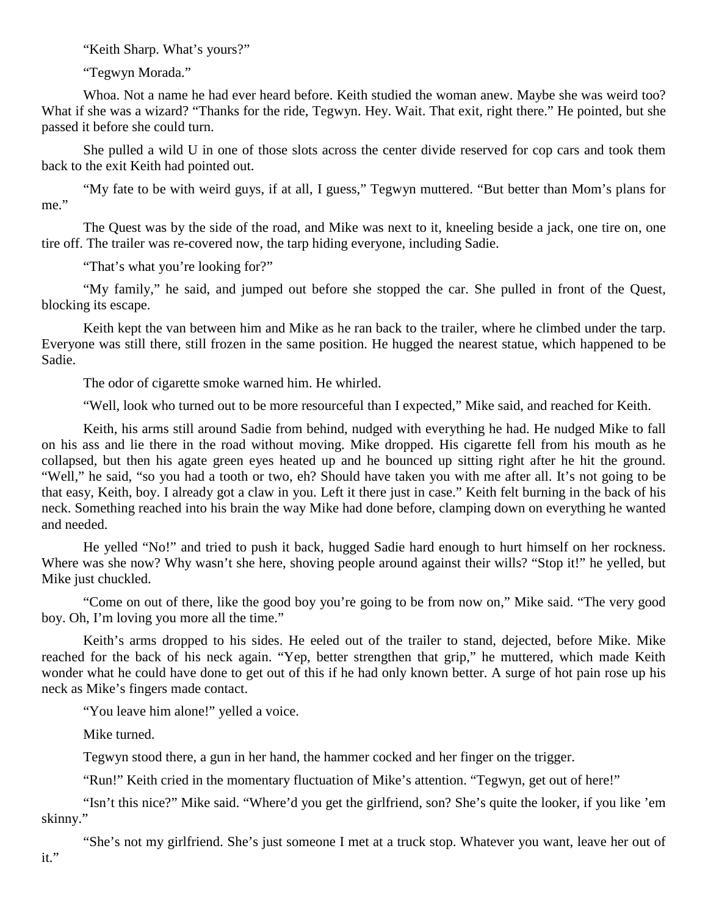"Keith Sharp. What's yours?"

"Tegwyn Morada."

Whoa. Not a name he had ever heard before. Keith studied the woman anew. Maybe she was weird too? What if she was a wizard? "Thanks for the ride, Tegwyn. Hey. Wait. That exit, right there." He pointed, but she passed it before she could turn.

She pulled a wild U in one of those slots across the center divide reserved for cop cars and took them back to the exit Keith had pointed out.

"My fate to be with weird guys, if at all, I guess," Tegwyn muttered. "But better than Mom's plans for me."

The Quest was by the side of the road, and Mike was next to it, kneeling beside a jack, one tire on, one tire off. The trailer was re-covered now, the tarp hiding everyone, including Sadie.

"That's what you're looking for?"

"My family," he said, and jumped out before she stopped the car. She pulled in front of the Quest, blocking its escape.

Keith kept the van between him and Mike as he ran back to the trailer, where he climbed under the tarp. Everyone was still there, still frozen in the same position. He hugged the nearest statue, which happened to be Sadie.

The odor of cigarette smoke warned him. He whirled.

"Well, look who turned out to be more resourceful than I expected," Mike said, and reached for Keith.

Keith, his arms still around Sadie from behind, nudged with everything he had. He nudged Mike to fall on his ass and lie there in the road without moving. Mike dropped. His cigarette fell from his mouth as he collapsed, but then his agate green eyes heated up and he bounced up sitting right after he hit the ground. "Well," he said, "so you had a tooth or two, eh? Should have taken you with me after all. It's not going to be that easy, Keith, boy. I already got a claw in you. Left it there just in case." Keith felt burning in the back of his neck. Something reached into his brain the way Mike had done before, clamping down on everything he wanted and needed.

He yelled "No!" and tried to push it back, hugged Sadie hard enough to hurt himself on her rockness. Where was she now? Why wasn't she here, shoving people around against their wills? "Stop it!" he yelled, but Mike just chuckled.

"Come on out of there, like the good boy you're going to be from now on," Mike said. "The very good boy. Oh, I'm loving you more all the time."

Keith's arms dropped to his sides. He eeled out of the trailer to stand, dejected, before Mike. Mike reached for the back of his neck again. "Yep, better strengthen that grip," he muttered, which made Keith wonder what he could have done to get out of this if he had only known better. A surge of hot pain rose up his neck as Mike's fingers made contact.

"You leave him alone!" yelled a voice.

Mike turned.

Tegwyn stood there, a gun in her hand, the hammer cocked and her finger on the trigger.

"Run!" Keith cried in the momentary fluctuation of Mike's attention. "Tegwyn, get out of here!"

"Isn't this nice?" Mike said. "Where'd you get the girlfriend, son? She's quite the looker, if you like 'em skinny."

"She's not my girlfriend. She's just someone I met at a truck stop. Whatever you want, leave her out of it."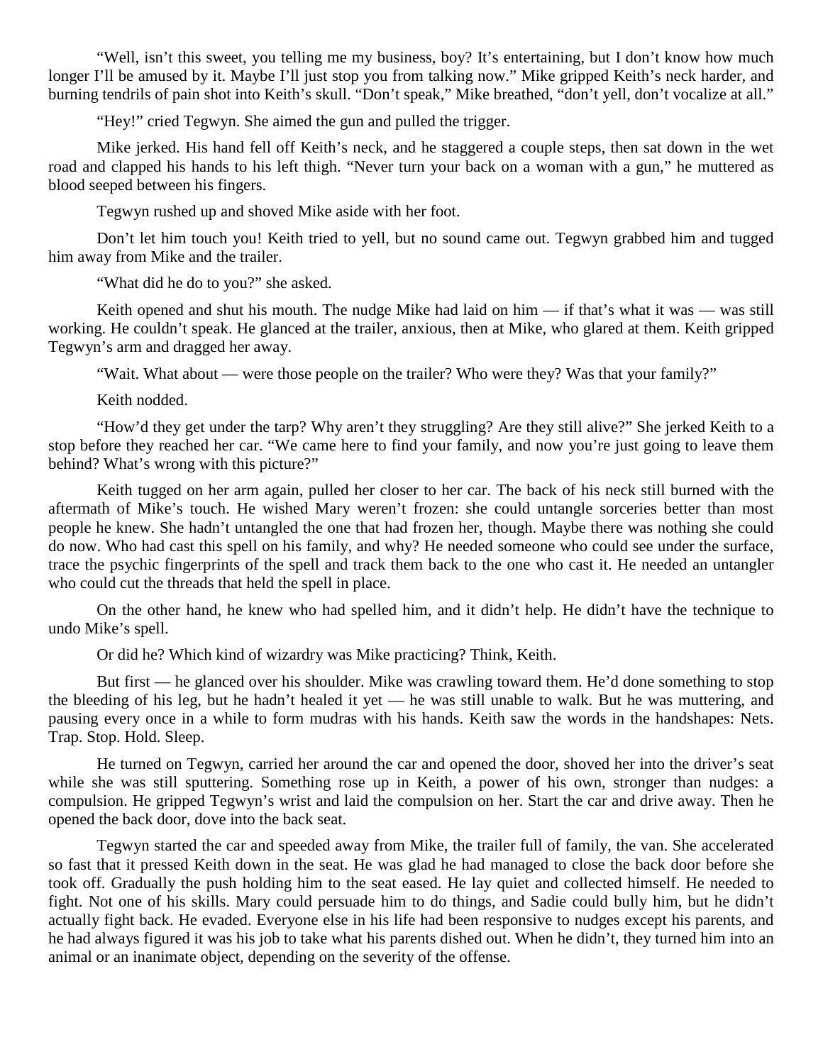"Well, isn't this sweet, you telling me my business, boy? It's entertaining, but I don't know how much longer I'll be amused by it. Maybe I'll just stop you from talking now." Mike gripped Keith's neck harder, and burning tendrils of pain shot into Keith's skull. "Don't speak," Mike breathed, "don't yell, don't vocalize at all."

"Hey!" cried Tegwyn. She aimed the gun and pulled the trigger.

Mike jerked. His hand fell off Keith's neck, and he staggered a couple steps, then sat down in the wet road and clapped his hands to his left thigh. "Never turn your back on a woman with a gun," he muttered as blood seeped between his fingers.

Tegwyn rushed up and shoved Mike aside with her foot.

Don't let him touch you! Keith tried to yell, but no sound came out. Tegwyn grabbed him and tugged him away from Mike and the trailer.

"What did he do to you?" she asked.

Keith opened and shut his mouth. The nudge Mike had laid on him — if that's what it was — was still working. He couldn't speak. He glanced at the trailer, anxious, then at Mike, who glared at them. Keith gripped Tegwyn's arm and dragged her away.

"Wait. What about — were those people on the trailer? Who were they? Was that your family?"

Keith nodded.

"How'd they get under the tarp? Why aren't they struggling? Are they still alive?" She jerked Keith to a stop before they reached her car. "We came here to find your family, and now you're just going to leave them behind? What's wrong with this picture?"

Keith tugged on her arm again, pulled her closer to her car. The back of his neck still burned with the aftermath of Mike's touch. He wished Mary weren't frozen: she could untangle sorceries better than most people he knew. She hadn't untangled the one that had frozen her, though. Maybe there was nothing she could do now. Who had cast this spell on his family, and why? He needed someone who could see under the surface, trace the psychic fingerprints of the spell and track them back to the one who cast it. He needed an untangler who could cut the threads that held the spell in place.

On the other hand, he knew who had spelled him, and it didn't help. He didn't have the technique to undo Mike's spell.

Or did he? Which kind of wizardry was Mike practicing? Think, Keith.

But first — he glanced over his shoulder. Mike was crawling toward them. He'd done something to stop the bleeding of his leg, but he hadn't healed it yet — he was still unable to walk. But he was muttering, and pausing every once in a while to form mudras with his hands. Keith saw the words in the handshapes: Nets. Trap. Stop. Hold. Sleep.

He turned on Tegwyn, carried her around the car and opened the door, shoved her into the driver's seat while she was still sputtering. Something rose up in Keith, a power of his own, stronger than nudges: a compulsion. He gripped Tegwyn's wrist and laid the compulsion on her. Start the car and drive away. Then he opened the back door, dove into the back seat.

Tegwyn started the car and speeded away from Mike, the trailer full of family, the van. She accelerated so fast that it pressed Keith down in the seat. He was glad he had managed to close the back door before she took off. Gradually the push holding him to the seat eased. He lay quiet and collected himself. He needed to fight. Not one of his skills. Mary could persuade him to do things, and Sadie could bully him, but he didn't actually fight back. He evaded. Everyone else in his life had been responsive to nudges except his parents, and he had always figured it was his job to take what his parents dished out. When he didn't, they turned him into an animal or an inanimate object, depending on the severity of the offense.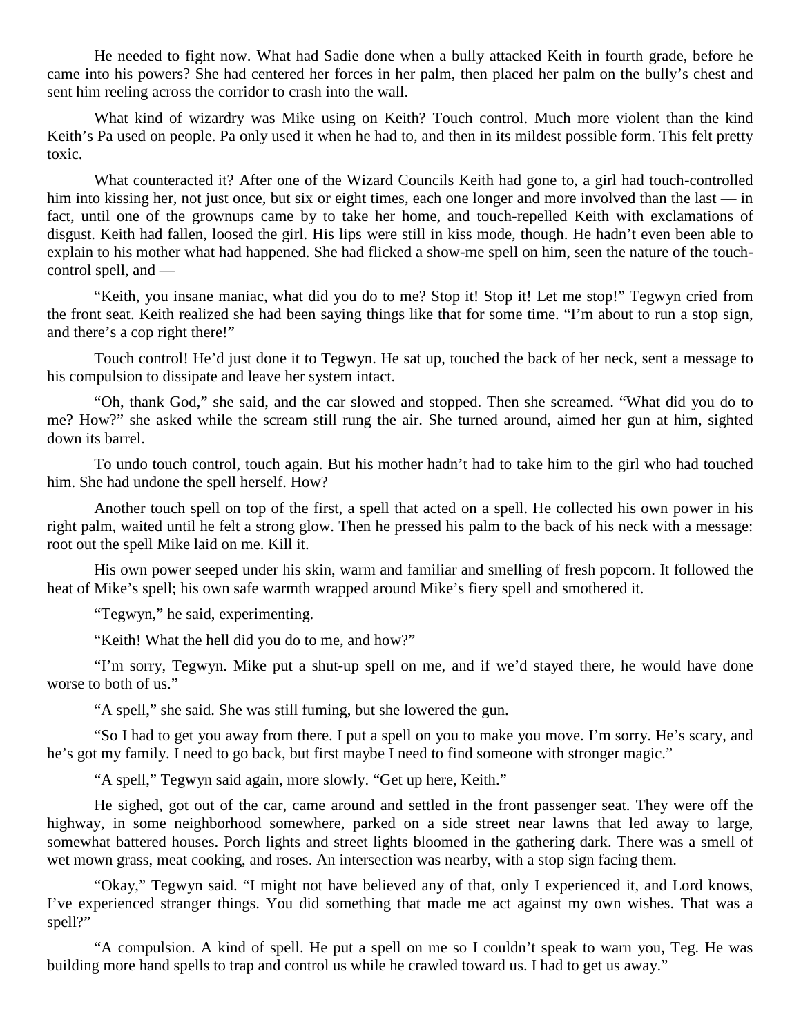He needed to fight now. What had Sadie done when a bully attacked Keith in fourth grade, before he came into his powers? She had centered her forces in her palm, then placed her palm on the bully's chest and sent him reeling across the corridor to crash into the wall.

What kind of wizardry was Mike using on Keith? Touch control. Much more violent than the kind Keith's Pa used on people. Pa only used it when he had to, and then in its mildest possible form. This felt pretty toxic.

What counteracted it? After one of the Wizard Councils Keith had gone to, a girl had touch-controlled him into kissing her, not just once, but six or eight times, each one longer and more involved than the last — in fact, until one of the grownups came by to take her home, and touch-repelled Keith with exclamations of disgust. Keith had fallen, loosed the girl. His lips were still in kiss mode, though. He hadn't even been able to explain to his mother what had happened. She had flicked a show-me spell on him, seen the nature of the touch-control spell, and —

"Keith, you insane maniac, what did you do to me? Stop it! Stop it! Let me stop!" Tegwyn cried from the front seat. Keith realized she had been saying things like that for some time. "I'm about to run a stop sign, and there's a cop right there!"

Touch control! He'd just done it to Tegwyn. He sat up, touched the back of her neck, sent a message to his compulsion to dissipate and leave her system intact.

"Oh, thank God," she said, and the car slowed and stopped. Then she screamed. "What did you do to me? How?" she asked while the scream still rung the air. She turned around, aimed her gun at him, sighted down its barrel.

To undo touch control, touch again. But his mother hadn't had to take him to the girl who had touched him. She had undone the spell herself. How?

Another touch spell on top of the first, a spell that acted on a spell. He collected his own power in his right palm, waited until he felt a strong glow. Then he pressed his palm to the back of his neck with a message: root out the spell Mike laid on me. Kill it.

His own power seeped under his skin, warm and familiar and smelling of fresh popcorn. It followed the heat of Mike's spell; his own safe warmth wrapped around Mike's fiery spell and smothered it.

"Tegwyn," he said, experimenting.

"Keith! What the hell did you do to me, and how?"

"I'm sorry, Tegwyn. Mike put a shut-up spell on me, and if we'd stayed there, he would have done worse to both of us."

"A spell," she said. She was still fuming, but she lowered the gun.

"So I had to get you away from there. I put a spell on you to make you move. I'm sorry. He's scary, and he's got my family. I need to go back, but first maybe I need to find someone with stronger magic."

"A spell," Tegwyn said again, more slowly. "Get up here, Keith."

He sighed, got out of the car, came around and settled in the front passenger seat. They were off the highway, in some neighborhood somewhere, parked on a side street near lawns that led away to large, somewhat battered houses. Porch lights and street lights bloomed in the gathering dark. There was a smell of wet mown grass, meat cooking, and roses. An intersection was nearby, with a stop sign facing them.

"Okay," Tegwyn said. "I might not have believed any of that, only I experienced it, and Lord knows, I've experienced stranger things. You did something that made me act against my own wishes. That was a spell?"

"A compulsion. A kind of spell. He put a spell on me so I couldn't speak to warn you, Teg. He was building more hand spells to trap and control us while he crawled toward us. I had to get us away."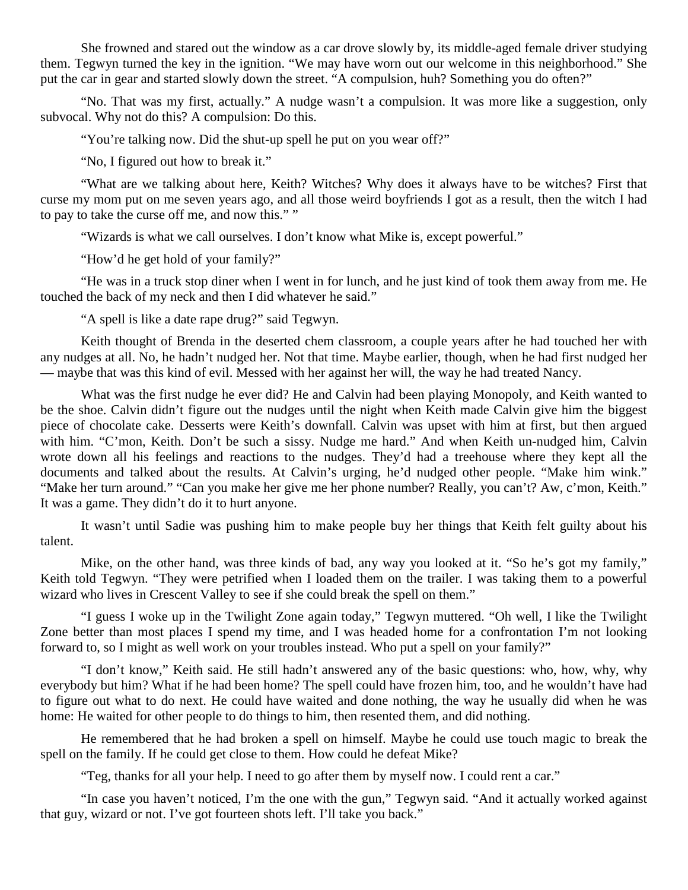She frowned and stared out the window as a car drove slowly by, its middle-aged female driver studying them. Tegwyn turned the key in the ignition. "We may have worn out our welcome in this neighborhood." She put the car in gear and started slowly down the street. "A compulsion, huh? Something you do often?"

"No. That was my first, actually." A nudge wasn't a compulsion. It was more like a suggestion, only subvocal. Why not do this? A compulsion: Do this.

"You're talking now. Did the shut-up spell he put on you wear off?"

"No, I figured out how to break it."

"What are we talking about here, Keith? Witches? Why does it always have to be witches? First that curse my mom put on me seven years ago, and all those weird boyfriends I got as a result, then the witch I had to pay to take the curse off me, and now this." "

"Wizards is what we call ourselves. I don't know what Mike is, except powerful."

"How'd he get hold of your family?"

"He was in a truck stop diner when I went in for lunch, and he just kind of took them away from me. He touched the back of my neck and then I did whatever he said."

"A spell is like a date rape drug?" said Tegwyn.

Keith thought of Brenda in the deserted chem classroom, a couple years after he had touched her with any nudges at all. No, he hadn't nudged her. Not that time. Maybe earlier, though, when he had first nudged her — maybe that was this kind of evil. Messed with her against her will, the way he had treated Nancy.

What was the first nudge he ever did? He and Calvin had been playing Monopoly, and Keith wanted to be the shoe. Calvin didn't figure out the nudges until the night when Keith made Calvin give him the biggest piece of chocolate cake. Desserts were Keith's downfall. Calvin was upset with him at first, but then argued with him. "C'mon, Keith. Don't be such a sissy. Nudge me hard." And when Keith un-nudged him, Calvin wrote down all his feelings and reactions to the nudges. They'd had a treehouse where they kept all the documents and talked about the results. At Calvin's urging, he'd nudged other people. "Make him wink." "Make her turn around." "Can you make her give me her phone number? Really, you can't? Aw, c'mon, Keith." It was a game. They didn't do it to hurt anyone.

It wasn't until Sadie was pushing him to make people buy her things that Keith felt guilty about his talent.

Mike, on the other hand, was three kinds of bad, any way you looked at it. "So he's got my family," Keith told Tegwyn. "They were petrified when I loaded them on the trailer. I was taking them to a powerful wizard who lives in Crescent Valley to see if she could break the spell on them."

"I guess I woke up in the Twilight Zone again today," Tegwyn muttered. "Oh well, I like the Twilight Zone better than most places I spend my time, and I was headed home for a confrontation I'm not looking forward to, so I might as well work on your troubles instead. Who put a spell on your family?"

"I don't know," Keith said. He still hadn't answered any of the basic questions: who, how, why, why everybody but him? What if he had been home? The spell could have frozen him, too, and he wouldn't have had to figure out what to do next. He could have waited and done nothing, the way he usually did when he was home: He waited for other people to do things to him, then resented them, and did nothing.

He remembered that he had broken a spell on himself. Maybe he could use touch magic to break the spell on the family. If he could get close to them. How could he defeat Mike?

"Teg, thanks for all your help. I need to go after them by myself now. I could rent a car."

"In case you haven't noticed, I'm the one with the gun," Tegwyn said. "And it actually worked against that guy, wizard or not. I've got fourteen shots left. I'll take you back."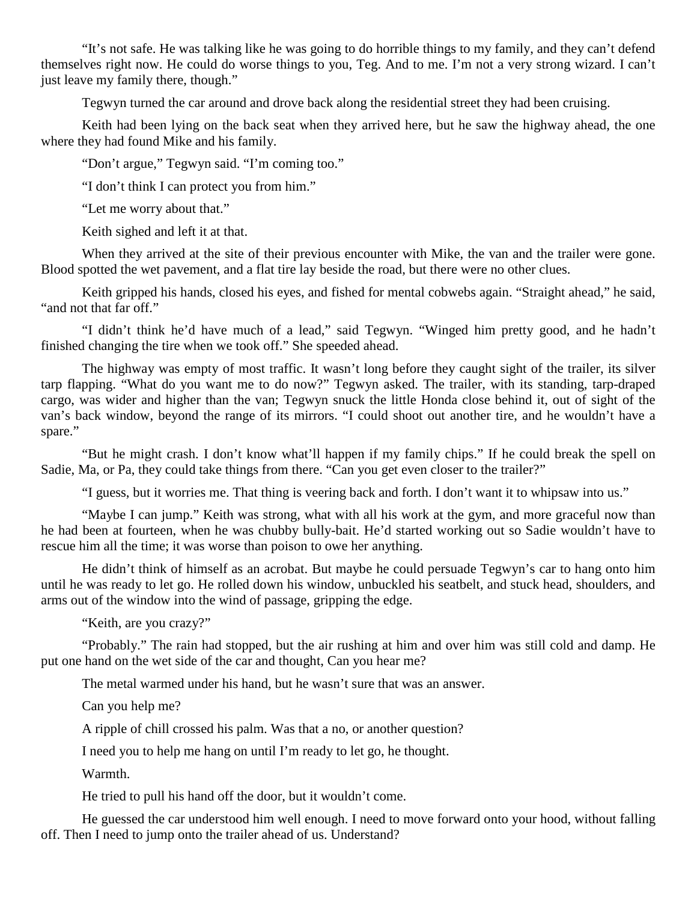"It's not safe. He was talking like he was going to do horrible things to my family, and they can't defend themselves right now. He could do worse things to you, Teg. And to me. I'm not a very strong wizard. I can't just leave my family there, though."

Tegwyn turned the car around and drove back along the residential street they had been cruising.

Keith had been lying on the back seat when they arrived here, but he saw the highway ahead, the one where they had found Mike and his family.

"Don't argue," Tegwyn said. "I'm coming too."

"I don't think I can protect you from him."

"Let me worry about that."

Keith sighed and left it at that.

When they arrived at the site of their previous encounter with Mike, the van and the trailer were gone. Blood spotted the wet pavement, and a flat tire lay beside the road, but there were no other clues.

Keith gripped his hands, closed his eyes, and fished for mental cobwebs again. "Straight ahead," he said, "and not that far off."

"I didn't think he'd have much of a lead," said Tegwyn. "Winged him pretty good, and he hadn't finished changing the tire when we took off." She speeded ahead.

The highway was empty of most traffic. It wasn't long before they caught sight of the trailer, its silver tarp flapping. "What do you want me to do now?" Tegwyn asked. The trailer, with its standing, tarp-draped cargo, was wider and higher than the van; Tegwyn snuck the little Honda close behind it, out of sight of the van's back window, beyond the range of its mirrors. "I could shoot out another tire, and he wouldn't have a spare."

"But he might crash. I don't know what'll happen if my family chips." If he could break the spell on Sadie, Ma, or Pa, they could take things from there. "Can you get even closer to the trailer?"

"I guess, but it worries me. That thing is veering back and forth. I don't want it to whipsaw into us."

"Maybe I can jump." Keith was strong, what with all his work at the gym, and more graceful now than he had been at fourteen, when he was chubby bully-bait. He'd started working out so Sadie wouldn't have to rescue him all the time; it was worse than poison to owe her anything.

He didn't think of himself as an acrobat. But maybe he could persuade Tegwyn's car to hang onto him until he was ready to let go. He rolled down his window, unbuckled his seatbelt, and stuck head, shoulders, and arms out of the window into the wind of passage, gripping the edge.

"Keith, are you crazy?"

"Probably." The rain had stopped, but the air rushing at him and over him was still cold and damp. He put one hand on the wet side of the car and thought, Can you hear me?

The metal warmed under his hand, but he wasn't sure that was an answer.

Can you help me?

A ripple of chill crossed his palm. Was that a no, or another question?

I need you to help me hang on until I'm ready to let go, he thought.

Warmth.

He tried to pull his hand off the door, but it wouldn't come.

He guessed the car understood him well enough. I need to move forward onto your hood, without falling off. Then I need to jump onto the trailer ahead of us. Understand?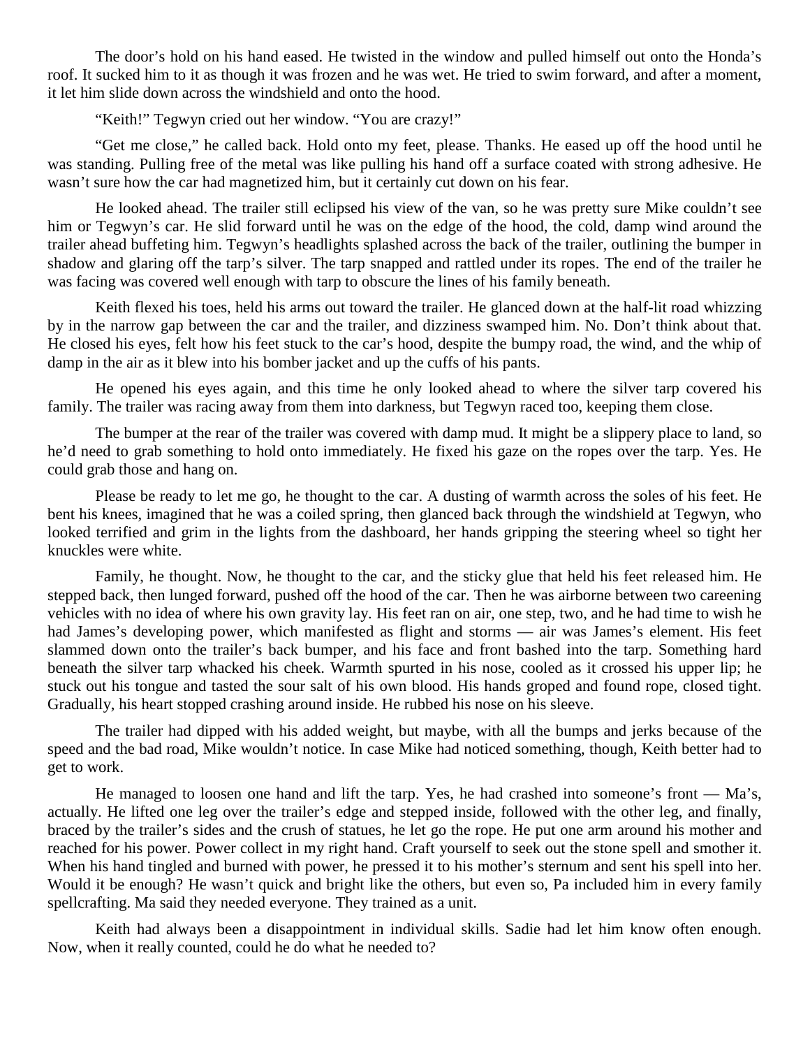The door's hold on his hand eased. He twisted in the window and pulled himself out onto the Honda's roof. It sucked him to it as though it was frozen and he was wet. He tried to swim forward, and after a moment, it let him slide down across the windshield and onto the hood.

"Keith!" Tegwyn cried out her window. "You are crazy!"

"Get me close," he called back. Hold onto my feet, please. Thanks. He eased up off the hood until he was standing. Pulling free of the metal was like pulling his hand off a surface coated with strong adhesive. He wasn't sure how the car had magnetized him, but it certainly cut down on his fear.

He looked ahead. The trailer still eclipsed his view of the van, so he was pretty sure Mike couldn't see him or Tegwyn's car. He slid forward until he was on the edge of the hood, the cold, damp wind around the trailer ahead buffeting him. Tegwyn's headlights splashed across the back of the trailer, outlining the bumper in shadow and glaring off the tarp's silver. The tarp snapped and rattled under its ropes. The end of the trailer he was facing was covered well enough with tarp to obscure the lines of his family beneath.

Keith flexed his toes, held his arms out toward the trailer. He glanced down at the half-lit road whizzing by in the narrow gap between the car and the trailer, and dizziness swamped him. No. Don't think about that. He closed his eyes, felt how his feet stuck to the car's hood, despite the bumpy road, the wind, and the whip of damp in the air as it blew into his bomber jacket and up the cuffs of his pants.

He opened his eyes again, and this time he only looked ahead to where the silver tarp covered his family. The trailer was racing away from them into darkness, but Tegwyn raced too, keeping them close.

The bumper at the rear of the trailer was covered with damp mud. It might be a slippery place to land, so he'd need to grab something to hold onto immediately. He fixed his gaze on the ropes over the tarp. Yes. He could grab those and hang on.

Please be ready to let me go, he thought to the car. A dusting of warmth across the soles of his feet. He bent his knees, imagined that he was a coiled spring, then glanced back through the windshield at Tegwyn, who looked terrified and grim in the lights from the dashboard, her hands gripping the steering wheel so tight her knuckles were white.

Family, he thought. Now, he thought to the car, and the sticky glue that held his feet released him. He stepped back, then lunged forward, pushed off the hood of the car. Then he was airborne between two careening vehicles with no idea of where his own gravity lay. His feet ran on air, one step, two, and he had time to wish he had James's developing power, which manifested as flight and storms — air was James's element. His feet slammed down onto the trailer's back bumper, and his face and front bashed into the tarp. Something hard beneath the silver tarp whacked his cheek. Warmth spurted in his nose, cooled as it crossed his upper lip; he stuck out his tongue and tasted the sour salt of his own blood. His hands groped and found rope, closed tight. Gradually, his heart stopped crashing around inside. He rubbed his nose on his sleeve.

The trailer had dipped with his added weight, but maybe, with all the bumps and jerks because of the speed and the bad road, Mike wouldn't notice. In case Mike had noticed something, though, Keith better had to get to work.

He managed to loosen one hand and lift the tarp. Yes, he had crashed into someone's front — Ma's, actually. He lifted one leg over the trailer's edge and stepped inside, followed with the other leg, and finally, braced by the trailer's sides and the crush of statues, he let go the rope. He put one arm around his mother and reached for his power. Power collect in my right hand. Craft yourself to seek out the stone spell and smother it. When his hand tingled and burned with power, he pressed it to his mother's sternum and sent his spell into her. Would it be enough? He wasn't quick and bright like the others, but even so, Pa included him in every family spellcrafting. Ma said they needed everyone. They trained as a unit.

Keith had always been a disappointment in individual skills. Sadie had let him know often enough. Now, when it really counted, could he do what he needed to?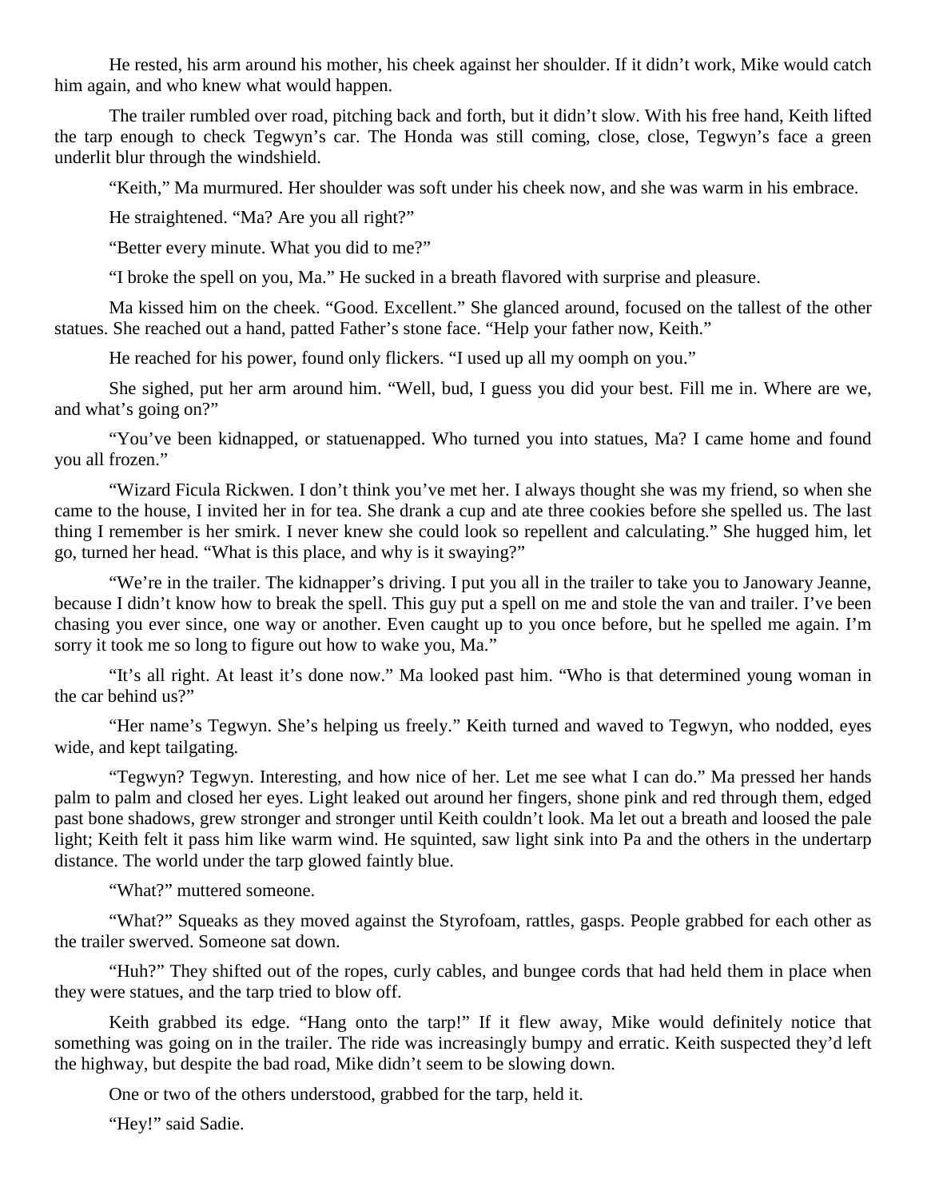He rested, his arm around his mother, his cheek against her shoulder. If it didn't work, Mike would catch him again, and who knew what would happen.

The trailer rumbled over road, pitching back and forth, but it didn't slow. With his free hand, Keith lifted the tarp enough to check Tegwyn's car. The Honda was still coming, close, close, Tegwyn's face a green underlit blur through the windshield.

"Keith," Ma murmured. Her shoulder was soft under his cheek now, and she was warm in his embrace.

He straightened. "Ma? Are you all right?"

"Better every minute. What you did to me?"

"I broke the spell on you, Ma." He sucked in a breath flavored with surprise and pleasure.

Ma kissed him on the cheek. "Good. Excellent." She glanced around, focused on the tallest of the other statues. She reached out a hand, patted Father's stone face. "Help your father now, Keith."

He reached for his power, found only flickers. "I used up all my oomph on you."

She sighed, put her arm around him. "Well, bud, I guess you did your best. Fill me in. Where are we, and what's going on?"

"You've been kidnapped, or statuenapped. Who turned you into statues, Ma? I came home and found you all frozen."

"Wizard Ficula Rickwen. I don't think you've met her. I always thought she was my friend, so when she came to the house, I invited her in for tea. She drank a cup and ate three cookies before she spelled us. The last thing I remember is her smirk. I never knew she could look so repellent and calculating." She hugged him, let go, turned her head. "What is this place, and why is it swaying?"

"We're in the trailer. The kidnapper's driving. I put you all in the trailer to take you to Janowary Jeanne, because I didn't know how to break the spell. This guy put a spell on me and stole the van and trailer. I've been chasing you ever since, one way or another. Even caught up to you once before, but he spelled me again. I'm sorry it took me so long to figure out how to wake you, Ma."

"It's all right. At least it's done now." Ma looked past him. "Who is that determined young woman in the car behind us?"

"Her name's Tegwyn. She's helping us freely." Keith turned and waved to Tegwyn, who nodded, eyes wide, and kept tailgating.

"Tegwyn? Tegwyn. Interesting, and how nice of her. Let me see what I can do." Ma pressed her hands palm to palm and closed her eyes. Light leaked out around her fingers, shone pink and red through them, edged past bone shadows, grew stronger and stronger until Keith couldn't look. Ma let out a breath and loosed the pale light; Keith felt it pass him like warm wind. He squinted, saw light sink into Pa and the others in the undertarp distance. The world under the tarp glowed faintly blue.

"What?" muttered someone.

"What?" Squeaks as they moved against the Styrofoam, rattles, gasps. People grabbed for each other as the trailer swerved. Someone sat down.

"Huh?" They shifted out of the ropes, curly cables, and bungee cords that had held them in place when they were statues, and the tarp tried to blow off.

Keith grabbed its edge. "Hang onto the tarp!" If it flew away, Mike would definitely notice that something was going on in the trailer. The ride was increasingly bumpy and erratic. Keith suspected they'd left the highway, but despite the bad road, Mike didn't seem to be slowing down.

One or two of the others understood, grabbed for the tarp, held it.

"Hey!" said Sadie.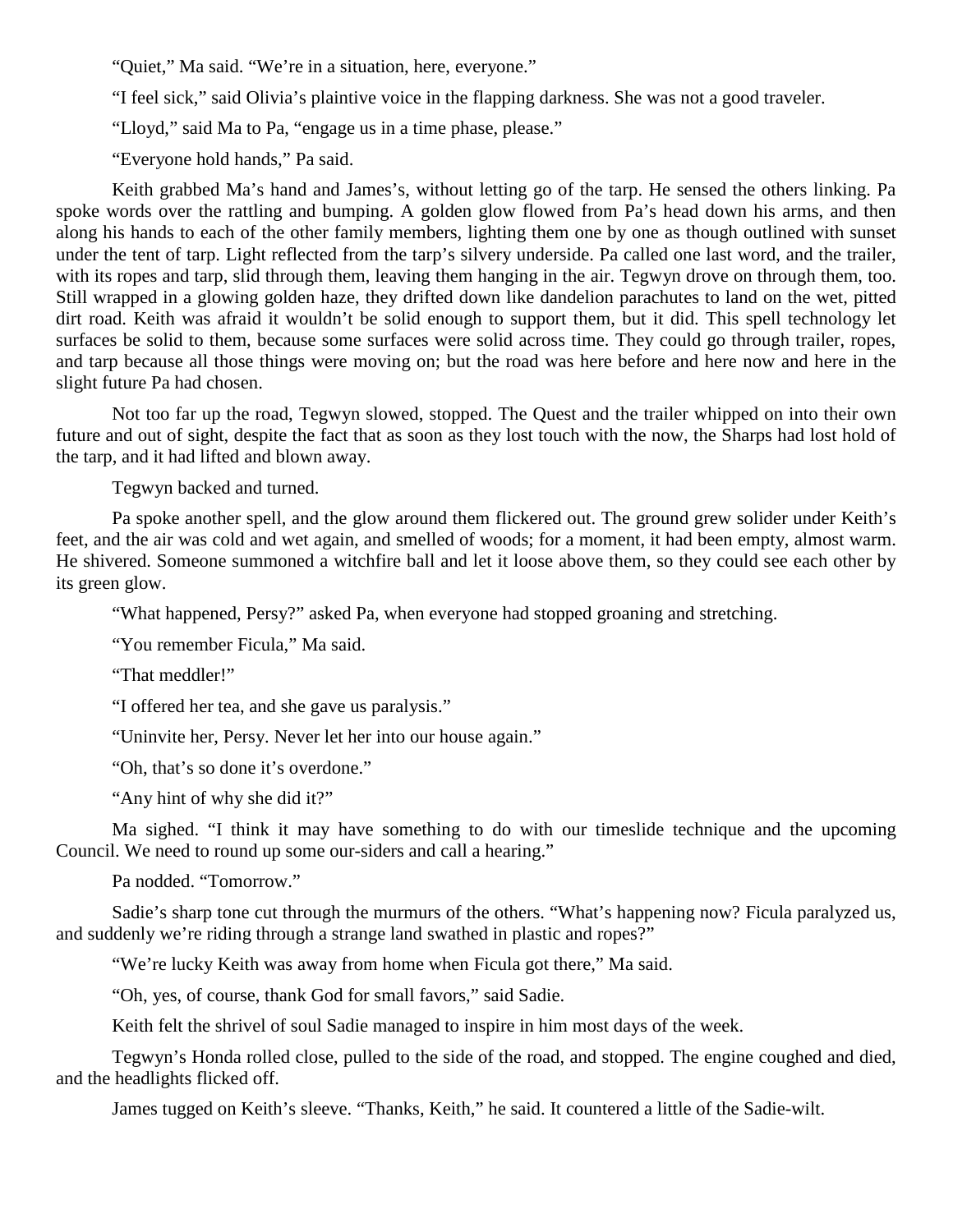"Quiet," Ma said. "We're in a situation, here, everyone."

"I feel sick," said Olivia's plaintive voice in the flapping darkness. She was not a good traveler.

"Lloyd," said Ma to Pa, "engage us in a time phase, please."

"Everyone hold hands," Pa said.

Keith grabbed Ma's hand and James's, without letting go of the tarp. He sensed the others linking. Pa spoke words over the rattling and bumping. A golden glow flowed from Pa's head down his arms, and then along his hands to each of the other family members, lighting them one by one as though outlined with sunset under the tent of tarp. Light reflected from the tarp's silvery underside. Pa called one last word, and the trailer, with its ropes and tarp, slid through them, leaving them hanging in the air. Tegwyn drove on through them, too. Still wrapped in a glowing golden haze, they drifted down like dandelion parachutes to land on the wet, pitted dirt road. Keith was afraid it wouldn't be solid enough to support them, but it did. This spell technology let surfaces be solid to them, because some surfaces were solid across time. They could go through trailer, ropes, and tarp because all those things were moving on; but the road was here before and here now and here in the slight future Pa had chosen.

Not too far up the road, Tegwyn slowed, stopped. The Quest and the trailer whipped on into their own future and out of sight, despite the fact that as soon as they lost touch with the now, the Sharps had lost hold of the tarp, and it had lifted and blown away.

Tegwyn backed and turned.

Pa spoke another spell, and the glow around them flickered out. The ground grew solider under Keith's feet, and the air was cold and wet again, and smelled of woods; for a moment, it had been empty, almost warm. He shivered. Someone summoned a witchfire ball and let it loose above them, so they could see each other by its green glow.

"What happened, Persy?" asked Pa, when everyone had stopped groaning and stretching.

"You remember Ficula," Ma said.

"That meddler!"

"I offered her tea, and she gave us paralysis."

"Uninvite her, Persy. Never let her into our house again."

"Oh, that's so done it's overdone."

"Any hint of why she did it?"

Ma sighed. "I think it may have something to do with our timeslide technique and the upcoming Council. We need to round up some our-siders and call a hearing."

Pa nodded. "Tomorrow."

Sadie's sharp tone cut through the murmurs of the others. "What's happening now? Ficula paralyzed us, and suddenly we're riding through a strange land swathed in plastic and ropes?"

"We're lucky Keith was away from home when Ficula got there," Ma said.

"Oh, yes, of course, thank God for small favors," said Sadie.

Keith felt the shrivel of soul Sadie managed to inspire in him most days of the week.

Tegwyn's Honda rolled close, pulled to the side of the road, and stopped. The engine coughed and died, and the headlights flicked off.

James tugged on Keith's sleeve. "Thanks, Keith," he said. It countered a little of the Sadie-wilt.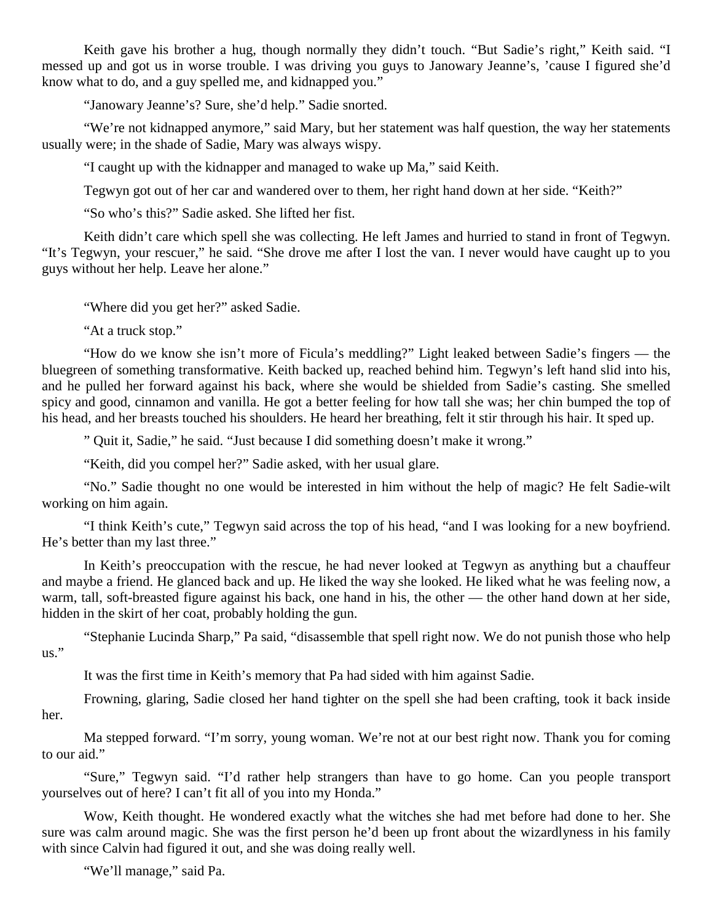Keith gave his brother a hug, though normally they didn't touch. "But Sadie's right," Keith said. "I messed up and got us in worse trouble. I was driving you guys to Janowary Jeanne's, 'cause I figured she'd know what to do, and a guy spelled me, and kidnapped you."

"Janowary Jeanne's? Sure, she'd help." Sadie snorted.

"We're not kidnapped anymore," said Mary, but her statement was half question, the way her statements usually were; in the shade of Sadie, Mary was always wispy.

"I caught up with the kidnapper and managed to wake up Ma," said Keith.

Tegwyn got out of her car and wandered over to them, her right hand down at her side. "Keith?"

"So who's this?" Sadie asked. She lifted her fist.

Keith didn't care which spell she was collecting. He left James and hurried to stand in front of Tegwyn. "It's Tegwyn, your rescuer," he said. "She drove me after I lost the van. I never would have caught up to you guys without her help. Leave her alone."

"Where did you get her?" asked Sadie.

"At a truck stop."

"How do we know she isn't more of Ficula's meddling?" Light leaked between Sadie's fingers — the bluegreen of something transformative. Keith backed up, reached behind him. Tegwyn's left hand slid into his, and he pulled her forward against his back, where she would be shielded from Sadie's casting. She smelled spicy and good, cinnamon and vanilla. He got a better feeling for how tall she was; her chin bumped the top of his head, and her breasts touched his shoulders. He heard her breathing, felt it stir through his hair. It sped up.

" Quit it, Sadie," he said. "Just because I did something doesn't make it wrong."

"Keith, did you compel her?" Sadie asked, with her usual glare.

"No." Sadie thought no one would be interested in him without the help of magic? He felt Sadie-wilt working on him again.

"I think Keith's cute," Tegwyn said across the top of his head, "and I was looking for a new boyfriend. He's better than my last three."

In Keith's preoccupation with the rescue, he had never looked at Tegwyn as anything but a chauffeur and maybe a friend. He glanced back and up. He liked the way she looked. He liked what he was feeling now, a warm, tall, soft-breasted figure against his back, one hand in his, the other — the other hand down at her side, hidden in the skirt of her coat, probably holding the gun.

"Stephanie Lucinda Sharp," Pa said, "disassemble that spell right now. We do not punish those who help us."

It was the first time in Keith's memory that Pa had sided with him against Sadie.

Frowning, glaring, Sadie closed her hand tighter on the spell she had been crafting, took it back inside her.

Ma stepped forward. "I'm sorry, young woman. We're not at our best right now. Thank you for coming to our aid."

"Sure," Tegwyn said. "I'd rather help strangers than have to go home. Can you people transport yourselves out of here? I can't fit all of you into my Honda."

Wow, Keith thought. He wondered exactly what the witches she had met before had done to her. She sure was calm around magic. She was the first person he'd been up front about the wizardlyness in his family with since Calvin had figured it out, and she was doing really well.

"We'll manage," said Pa.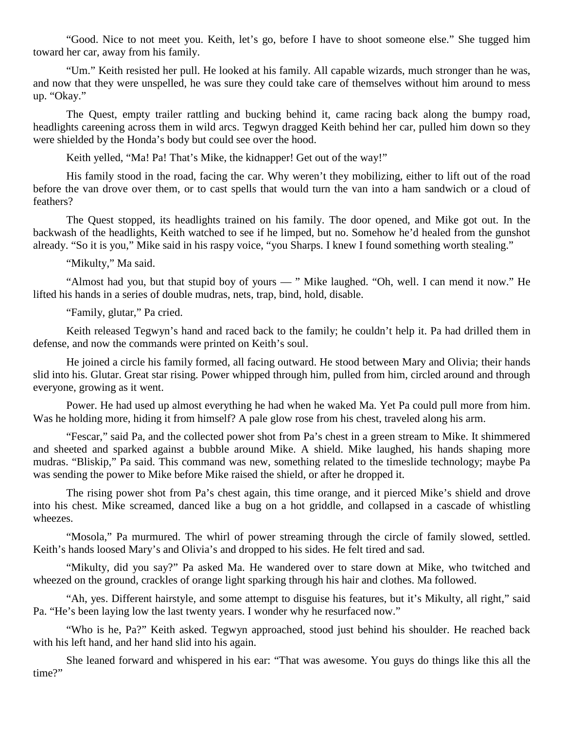"Good. Nice to not meet you. Keith, let's go, before I have to shoot someone else." She tugged him toward her car, away from his family.

"Um." Keith resisted her pull. He looked at his family. All capable wizards, much stronger than he was, and now that they were unspelled, he was sure they could take care of themselves without him around to mess up. "Okay."

The Quest, empty trailer rattling and bucking behind it, came racing back along the bumpy road, headlights careening across them in wild arcs. Tegwyn dragged Keith behind her car, pulled him down so they were shielded by the Honda's body but could see over the hood.

Keith yelled, "Ma! Pa! That's Mike, the kidnapper! Get out of the way!"

His family stood in the road, facing the car. Why weren't they mobilizing, either to lift out of the road before the van drove over them, or to cast spells that would turn the van into a ham sandwich or a cloud of feathers?

The Quest stopped, its headlights trained on his family. The door opened, and Mike got out. In the backwash of the headlights, Keith watched to see if he limped, but no. Somehow he'd healed from the gunshot already. "So it is you," Mike said in his raspy voice, "you Sharps. I knew I found something worth stealing."

"Mikulty," Ma said.

"Almost had you, but that stupid boy of yours — " Mike laughed. "Oh, well. I can mend it now." He lifted his hands in a series of double mudras, nets, trap, bind, hold, disable.

"Family, glutar," Pa cried.

Keith released Tegwyn's hand and raced back to the family; he couldn't help it. Pa had drilled them in defense, and now the commands were printed on Keith's soul.

He joined a circle his family formed, all facing outward. He stood between Mary and Olivia; their hands slid into his. Glutar. Great star rising. Power whipped through him, pulled from him, circled around and through everyone, growing as it went.

Power. He had used up almost everything he had when he waked Ma. Yet Pa could pull more from him. Was he holding more, hiding it from himself? A pale glow rose from his chest, traveled along his arm.

"Fescar," said Pa, and the collected power shot from Pa's chest in a green stream to Mike. It shimmered and sheeted and sparked against a bubble around Mike. A shield. Mike laughed, his hands shaping more mudras. "Bliskip," Pa said. This command was new, something related to the timeslide technology; maybe Pa was sending the power to Mike before Mike raised the shield, or after he dropped it.

The rising power shot from Pa's chest again, this time orange, and it pierced Mike's shield and drove into his chest. Mike screamed, danced like a bug on a hot griddle, and collapsed in a cascade of whistling wheezes.

"Mosola," Pa murmured. The whirl of power streaming through the circle of family slowed, settled. Keith's hands loosed Mary's and Olivia's and dropped to his sides. He felt tired and sad.

"Mikulty, did you say?" Pa asked Ma. He wandered over to stare down at Mike, who twitched and wheezed on the ground, crackles of orange light sparking through his hair and clothes. Ma followed.

"Ah, yes. Different hairstyle, and some attempt to disguise his features, but it's Mikulty, all right," said Pa. "He's been laying low the last twenty years. I wonder why he resurfaced now."

"Who is he, Pa?" Keith asked. Tegwyn approached, stood just behind his shoulder. He reached back with his left hand, and her hand slid into his again.

She leaned forward and whispered in his ear: "That was awesome. You guys do things like this all the time?"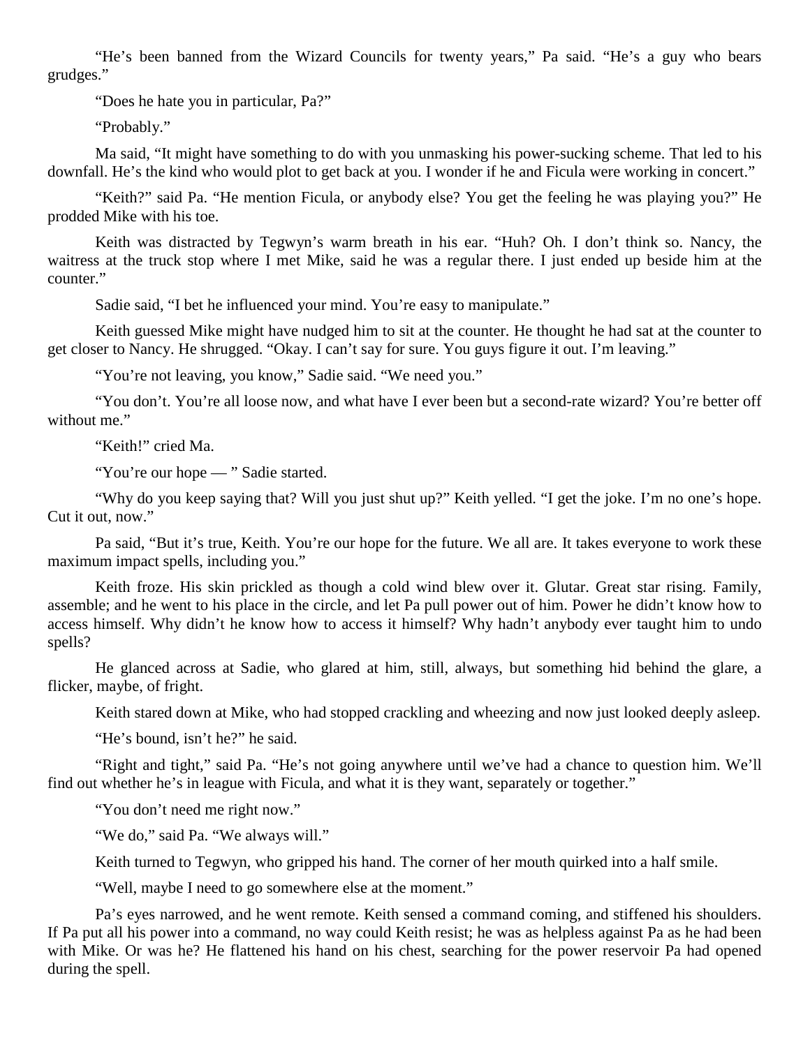"He's been banned from the Wizard Councils for twenty years," Pa said. "He's a guy who bears grudges."

"Does he hate you in particular, Pa?"

"Probably."

Ma said, "It might have something to do with you unmasking his power-sucking scheme. That led to his downfall. He's the kind who would plot to get back at you. I wonder if he and Ficula were working in concert."

"Keith?" said Pa. "He mention Ficula, or anybody else? You get the feeling he was playing you?" He prodded Mike with his toe.

Keith was distracted by Tegwyn's warm breath in his ear. "Huh? Oh. I don't think so. Nancy, the waitress at the truck stop where I met Mike, said he was a regular there. I just ended up beside him at the counter."

Sadie said, "I bet he influenced your mind. You're easy to manipulate."

Keith guessed Mike might have nudged him to sit at the counter. He thought he had sat at the counter to get closer to Nancy. He shrugged. "Okay. I can't say for sure. You guys figure it out. I'm leaving."

"You're not leaving, you know," Sadie said. "We need you."

"You don't. You're all loose now, and what have I ever been but a second-rate wizard? You're better off without me."

"Keith!" cried Ma.

"You're our hope — " Sadie started.

"Why do you keep saying that? Will you just shut up?" Keith yelled. "I get the joke. I'm no one's hope. Cut it out, now."

Pa said, "But it's true, Keith. You're our hope for the future. We all are. It takes everyone to work these maximum impact spells, including you."

Keith froze. His skin prickled as though a cold wind blew over it. Glutar. Great star rising. Family, assemble; and he went to his place in the circle, and let Pa pull power out of him. Power he didn't know how to access himself. Why didn't he know how to access it himself? Why hadn't anybody ever taught him to undo spells?

He glanced across at Sadie, who glared at him, still, always, but something hid behind the glare, a flicker, maybe, of fright.

Keith stared down at Mike, who had stopped crackling and wheezing and now just looked deeply asleep.

"He's bound, isn't he?" he said.

"Right and tight," said Pa. "He's not going anywhere until we've had a chance to question him. We'll find out whether he's in league with Ficula, and what it is they want, separately or together."

"You don't need me right now."

"We do," said Pa. "We always will."

Keith turned to Tegwyn, who gripped his hand. The corner of her mouth quirked into a half smile.

"Well, maybe I need to go somewhere else at the moment."

Pa's eyes narrowed, and he went remote. Keith sensed a command coming, and stiffened his shoulders. If Pa put all his power into a command, no way could Keith resist; he was as helpless against Pa as he had been with Mike. Or was he? He flattened his hand on his chest, searching for the power reservoir Pa had opened during the spell.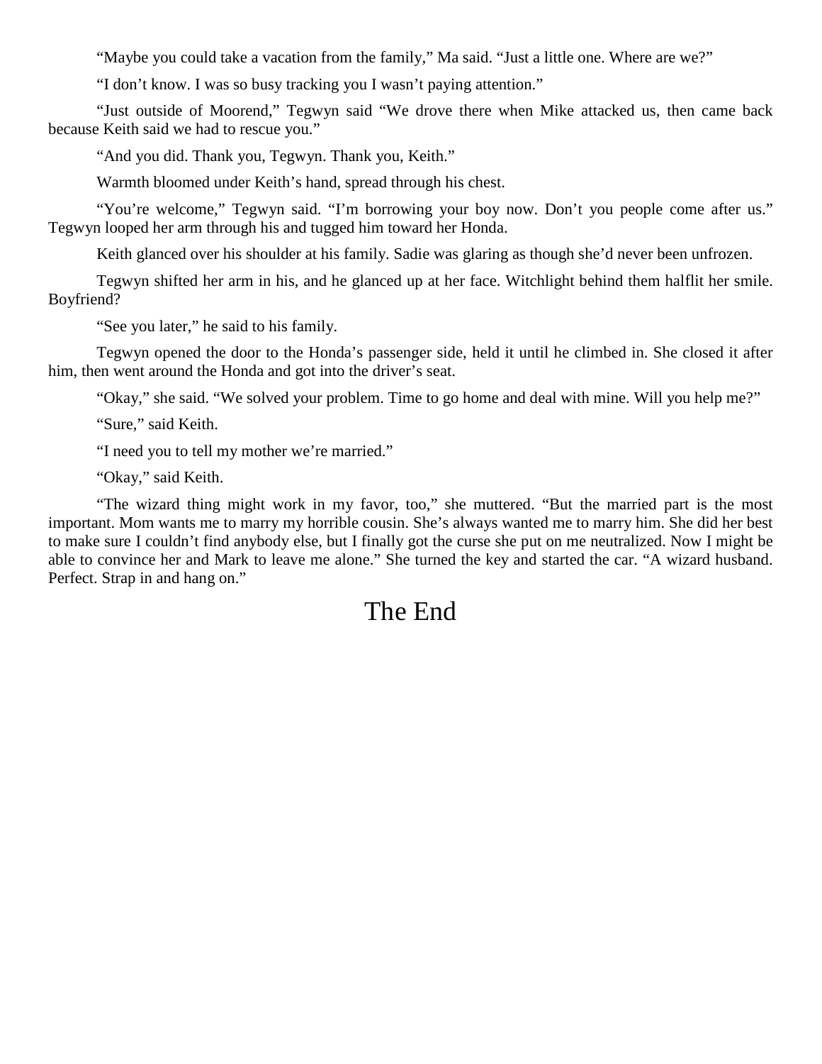"Maybe you could take a vacation from the family," Ma said. "Just a little one. Where are we?"

"I don't know. I was so busy tracking you I wasn't paying attention."

"Just outside of Moorend," Tegwyn said "We drove there when Mike attacked us, then came back because Keith said we had to rescue you."

"And you did. Thank you, Tegwyn. Thank you, Keith."

Warmth bloomed under Keith's hand, spread through his chest.

"You're welcome," Tegwyn said. "I'm borrowing your boy now. Don't you people come after us." Tegwyn looped her arm through his and tugged him toward her Honda.

Keith glanced over his shoulder at his family. Sadie was glaring as though she'd never been unfrozen.

Tegwyn shifted her arm in his, and he glanced up at her face. Witchlight behind them halflit her smile. Boyfriend?

"See you later," he said to his family.

Tegwyn opened the door to the Honda's passenger side, held it until he climbed in. She closed it after him, then went around the Honda and got into the driver's seat.

"Okay," she said. "We solved your problem. Time to go home and deal with mine. Will you help me?"

"Sure," said Keith.

"I need you to tell my mother we're married."

"Okay," said Keith.

"The wizard thing might work in my favor, too," she muttered. "But the married part is the most important. Mom wants me to marry my horrible cousin. She's always wanted me to marry him. She did her best to make sure I couldn't find anybody else, but I finally got the curse she put on me neutralized. Now I might be able to convince her and Mark to leave me alone." She turned the key and started the car. "A wizard husband. Perfect. Strap in and hang on."

# The End